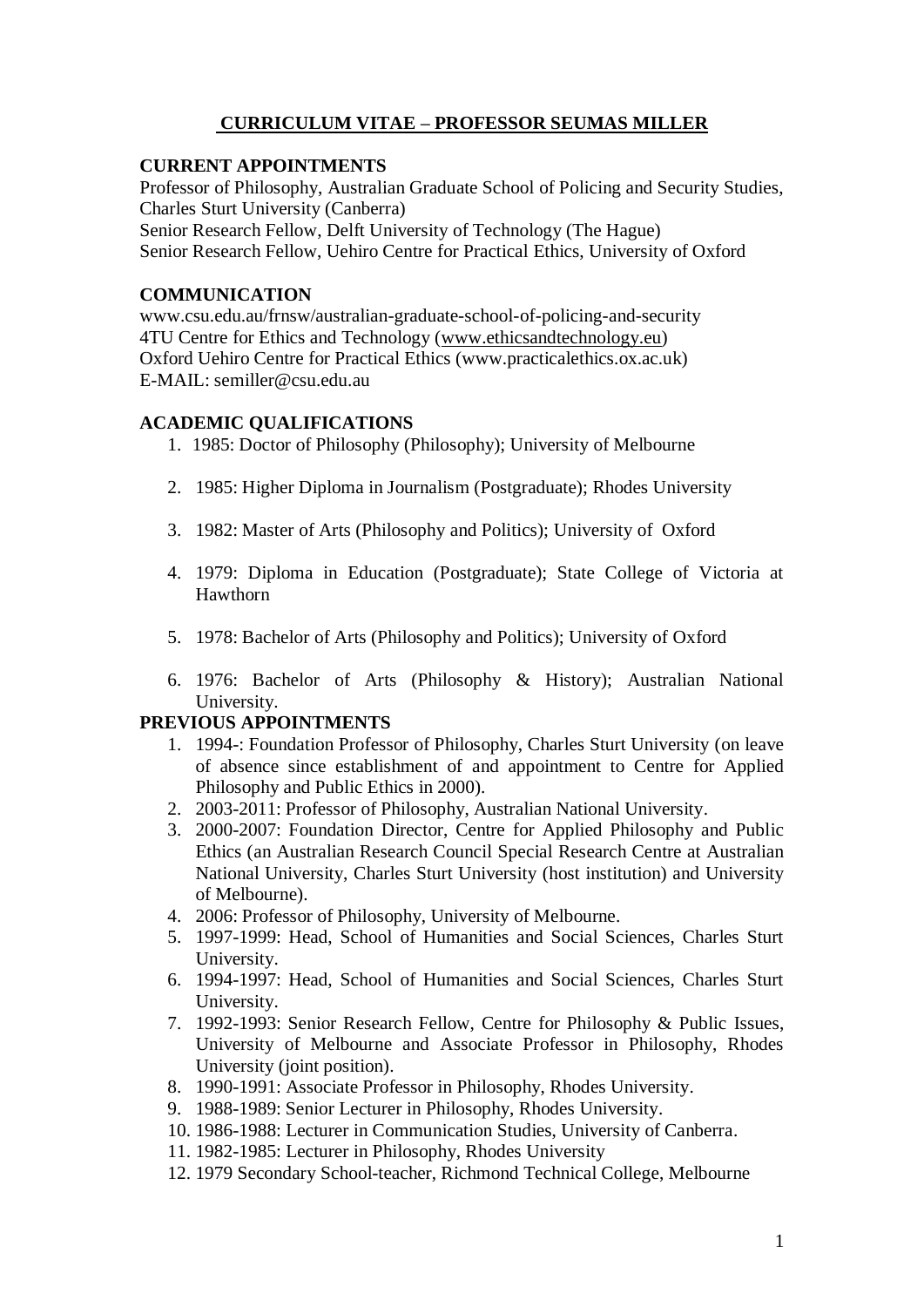# CURRICULUM VITAE – PROFESSOR SEUMAS MILLER

## CURRENT APPOINTMENTS

Professor of Philosophy, Australian Graduate School of Policing and Security Studies, Charles Sturt University (Canberra)
Senior Research Fellow, Delft University of Technology (The Hague)
Senior Research Fellow, Uehiro Centre for Practical Ethics, University of Oxford

## COMMUNICATION

www.csu.edu.au/frnsw/australian-graduate-school-of-policing-and-security
4TU Centre for Ethics and Technology (www.ethicsandtechnology.eu)
Oxford Uehiro Centre for Practical Ethics (www.practicalethics.ox.ac.uk)
E-MAIL: semiller@csu.edu.au

## ACADEMIC QUALIFICATIONS

1. 1985: Doctor of Philosophy (Philosophy); University of Melbourne
2. 1985: Higher Diploma in Journalism (Postgraduate); Rhodes University
3. 1982: Master of Arts (Philosophy and Politics); University of Oxford
4. 1979: Diploma in Education (Postgraduate); State College of Victoria at Hawthorn
5. 1978: Bachelor of Arts (Philosophy and Politics); University of Oxford
6. 1976: Bachelor of Arts (Philosophy & History); Australian National University.

## PREVIOUS APPOINTMENTS

1. 1994-: Foundation Professor of Philosophy, Charles Sturt University (on leave of absence since establishment of and appointment to Centre for Applied Philosophy and Public Ethics in 2000).
2. 2003-2011: Professor of Philosophy, Australian National University.
3. 2000-2007: Foundation Director, Centre for Applied Philosophy and Public Ethics (an Australian Research Council Special Research Centre at Australian National University, Charles Sturt University (host institution) and University of Melbourne).
4. 2006: Professor of Philosophy, University of Melbourne.
5. 1997-1999: Head, School of Humanities and Social Sciences, Charles Sturt University.
6. 1994-1997: Head, School of Humanities and Social Sciences, Charles Sturt University.
7. 1992-1993: Senior Research Fellow, Centre for Philosophy & Public Issues, University of Melbourne and Associate Professor in Philosophy, Rhodes University (joint position).
8. 1990-1991: Associate Professor in Philosophy, Rhodes University.
9. 1988-1989: Senior Lecturer in Philosophy, Rhodes University.
10. 1986-1988: Lecturer in Communication Studies, University of Canberra.
11. 1982-1985: Lecturer in Philosophy, Rhodes University
12. 1979 Secondary School-teacher, Richmond Technical College, Melbourne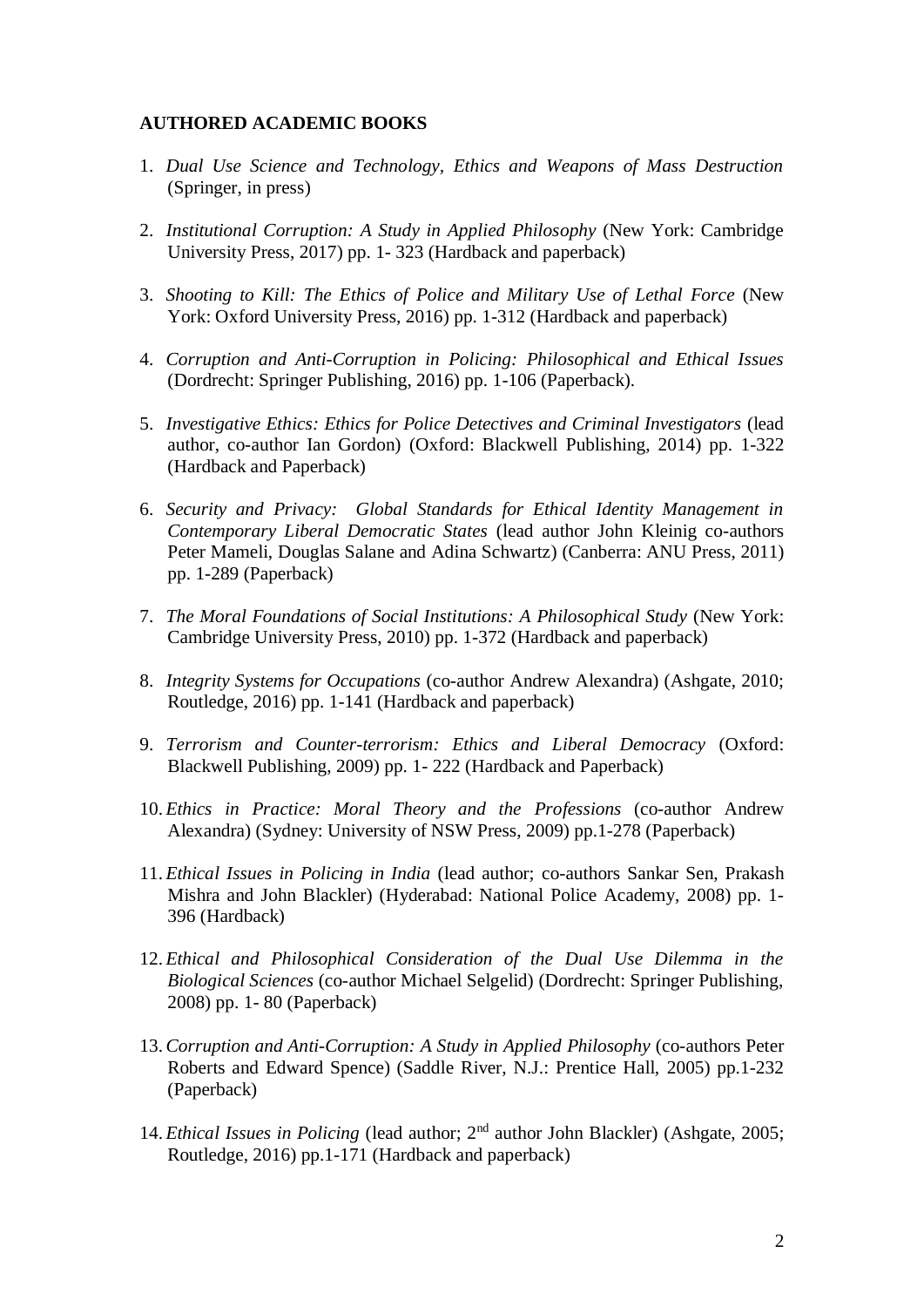**AUTHORED ACADEMIC BOOKS**

1. *Dual Use Science and Technology, Ethics and Weapons of Mass Destruction* (Springer, in press)

2. *Institutional Corruption: A Study in Applied Philosophy* (New York: Cambridge University Press, 2017) pp. 1- 323 (Hardback and paperback)

3. *Shooting to Kill: The Ethics of Police and Military Use of Lethal Force* (New York: Oxford University Press, 2016) pp. 1-312 (Hardback and paperback)

4. *Corruption and Anti-Corruption in Policing: Philosophical and Ethical Issues* (Dordrecht: Springer Publishing, 2016) pp. 1-106 (Paperback).

5. *Investigative Ethics: Ethics for Police Detectives and Criminal Investigators* (lead author, co-author Ian Gordon) (Oxford: Blackwell Publishing, 2014) pp. 1-322 (Hardback and Paperback)

6. *Security and Privacy: Global Standards for Ethical Identity Management in Contemporary Liberal Democratic States* (lead author John Kleinig co-authors Peter Mameli, Douglas Salane and Adina Schwartz) (Canberra: ANU Press, 2011) pp. 1-289 (Paperback)

7. *The Moral Foundations of Social Institutions: A Philosophical Study* (New York: Cambridge University Press, 2010) pp. 1-372 (Hardback and paperback)

8. *Integrity Systems for Occupations* (co-author Andrew Alexandra) (Ashgate, 2010; Routledge, 2016) pp. 1-141 (Hardback and paperback)

9. *Terrorism and Counter-terrorism: Ethics and Liberal Democracy* (Oxford: Blackwell Publishing, 2009) pp. 1- 222 (Hardback and Paperback)

10. *Ethics in Practice: Moral Theory and the Professions* (co-author Andrew Alexandra) (Sydney: University of NSW Press, 2009) pp.1-278 (Paperback)

11. *Ethical Issues in Policing in India* (lead author; co-authors Sankar Sen, Prakash Mishra and John Blackler) (Hyderabad: National Police Academy, 2008) pp. 1-396 (Hardback)

12. *Ethical and Philosophical Consideration of the Dual Use Dilemma in the Biological Sciences* (co-author Michael Selgelid) (Dordrecht: Springer Publishing, 2008) pp. 1- 80 (Paperback)

13. *Corruption and Anti-Corruption: A Study in Applied Philosophy* (co-authors Peter Roberts and Edward Spence) (Saddle River, N.J.: Prentice Hall, 2005) pp.1-232 (Paperback)

14. *Ethical Issues in Policing* (lead author; 2nd author John Blackler) (Ashgate, 2005; Routledge, 2016) pp.1-171 (Hardback and paperback)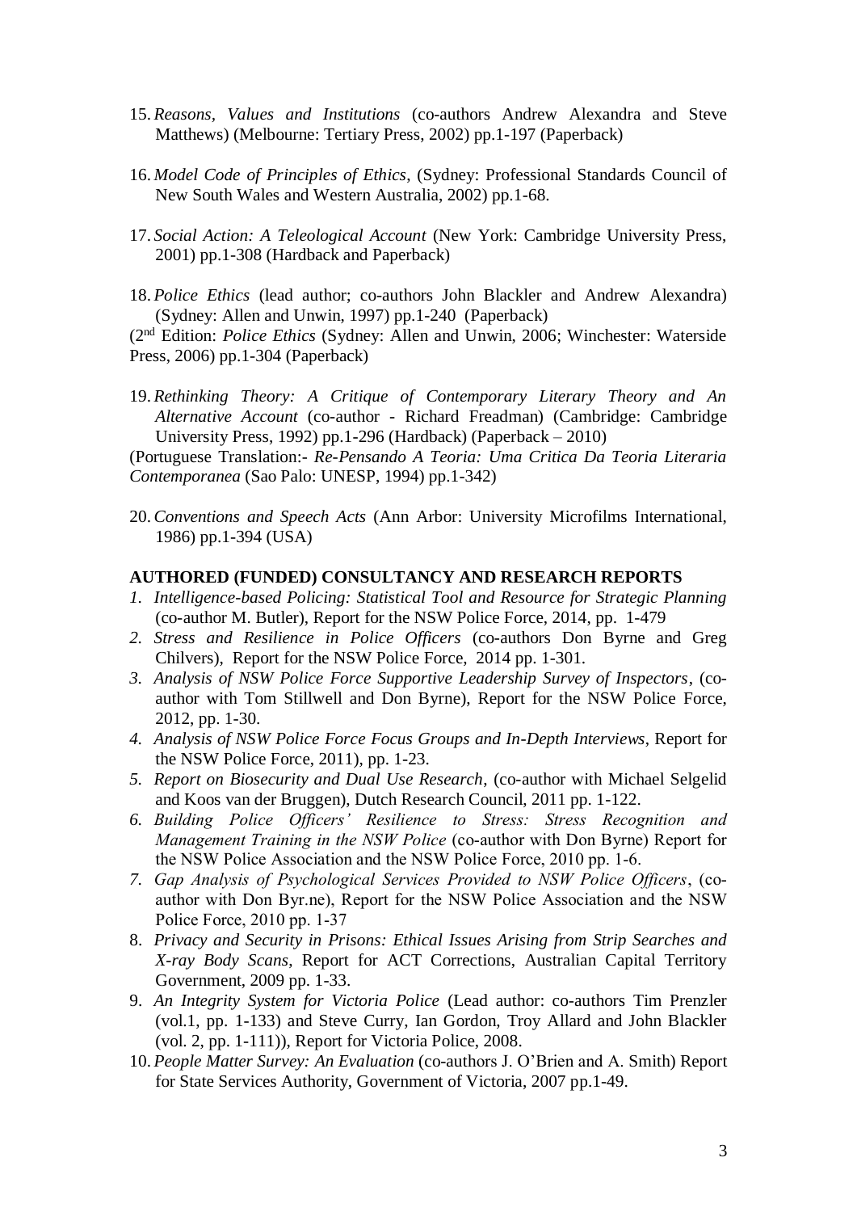15. *Reasons, Values and Institutions* (co-authors Andrew Alexandra and Steve Matthews) (Melbourne: Tertiary Press, 2002) pp.1-197 (Paperback)

16. *Model Code of Principles of Ethics*, (Sydney: Professional Standards Council of New South Wales and Western Australia, 2002) pp.1-68.

17. *Social Action: A Teleological Account* (New York: Cambridge University Press, 2001) pp.1-308 (Hardback and Paperback)

18. *Police Ethics* (lead author; co-authors John Blackler and Andrew Alexandra) (Sydney: Allen and Unwin, 1997) pp.1-240 (Paperback)

(2nd Edition: *Police Ethics* (Sydney: Allen and Unwin, 2006; Winchester: Waterside Press, 2006) pp.1-304 (Paperback)

19. *Rethinking Theory: A Critique of Contemporary Literary Theory and An Alternative Account* (co-author - Richard Freadman) (Cambridge: Cambridge University Press, 1992) pp.1-296 (Hardback) (Paperback – 2010)

(Portuguese Translation:- *Re-Pensando A Teoria: Uma Critica Da Teoria Literaria Contemporanea* (Sao Palo: UNESP, 1994) pp.1-342)

20. *Conventions and Speech Acts* (Ann Arbor: University Microfilms International, 1986) pp.1-394 (USA)

**AUTHORED (FUNDED) CONSULTANCY AND RESEARCH REPORTS**

1. *Intelligence-based Policing: Statistical Tool and Resource for Strategic Planning* (co-author M. Butler), Report for the NSW Police Force, 2014, pp. 1-479
2. *Stress and Resilience in Police Officers* (co-authors Don Byrne and Greg Chilvers), Report for the NSW Police Force, 2014 pp. 1-301.
3. *Analysis of NSW Police Force Supportive Leadership Survey of Inspectors*, (co-author with Tom Stillwell and Don Byrne), Report for the NSW Police Force, 2012, pp. 1-30.
4. *Analysis of NSW Police Force Focus Groups and In-Depth Interviews*, Report for the NSW Police Force, 2011), pp. 1-23.
5. *Report on Biosecurity and Dual Use Research*, (co-author with Michael Selgelid and Koos van der Bruggen), Dutch Research Council, 2011 pp. 1-122.
6. *Building Police Officers' Resilience to Stress: Stress Recognition and Management Training in the NSW Police* (co-author with Don Byrne) Report for the NSW Police Association and the NSW Police Force, 2010 pp. 1-6.
7. *Gap Analysis of Psychological Services Provided to NSW Police Officers*, (co-author with Don Byr.ne), Report for the NSW Police Association and the NSW Police Force, 2010 pp. 1-37
8. *Privacy and Security in Prisons: Ethical Issues Arising from Strip Searches and X-ray Body Scans*, Report for ACT Corrections, Australian Capital Territory Government, 2009 pp. 1-33.
9. *An Integrity System for Victoria Police* (Lead author: co-authors Tim Prenzler (vol.1, pp. 1-133) and Steve Curry, Ian Gordon, Troy Allard and John Blackler (vol. 2, pp. 1-111)), Report for Victoria Police, 2008.
10. *People Matter Survey: An Evaluation* (co-authors J. O'Brien and A. Smith) Report for State Services Authority, Government of Victoria, 2007 pp.1-49.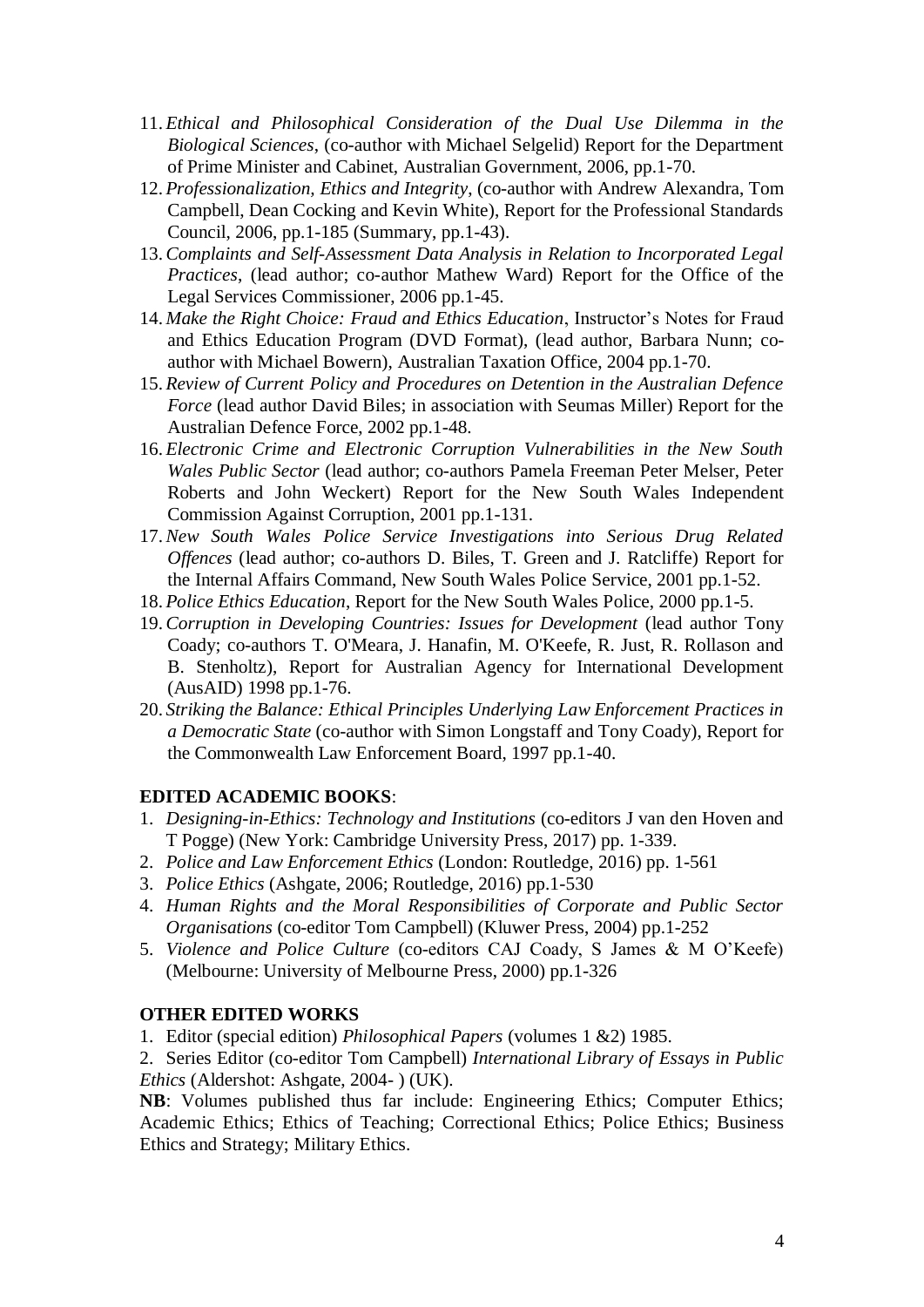11. *Ethical and Philosophical Consideration of the Dual Use Dilemma in the Biological Sciences*, (co-author with Michael Selgelid) Report for the Department of Prime Minister and Cabinet, Australian Government, 2006, pp.1-70.
12. *Professionalization, Ethics and Integrity*, (co-author with Andrew Alexandra, Tom Campbell, Dean Cocking and Kevin White), Report for the Professional Standards Council, 2006, pp.1-185 (Summary, pp.1-43).
13. *Complaints and Self-Assessment Data Analysis in Relation to Incorporated Legal Practices*, (lead author; co-author Mathew Ward) Report for the Office of the Legal Services Commissioner, 2006 pp.1-45.
14. *Make the Right Choice: Fraud and Ethics Education*, Instructor's Notes for Fraud and Ethics Education Program (DVD Format), (lead author, Barbara Nunn; co-author with Michael Bowern), Australian Taxation Office, 2004 pp.1-70.
15. *Review of Current Policy and Procedures on Detention in the Australian Defence Force* (lead author David Biles; in association with Seumas Miller) Report for the Australian Defence Force, 2002 pp.1-48.
16. *Electronic Crime and Electronic Corruption Vulnerabilities in the New South Wales Public Sector* (lead author; co-authors Pamela Freeman Peter Melser, Peter Roberts and John Weckert) Report for the New South Wales Independent Commission Against Corruption, 2001 pp.1-131.
17. *New South Wales Police Service Investigations into Serious Drug Related Offences* (lead author; co-authors D. Biles, T. Green and J. Ratcliffe) Report for the Internal Affairs Command, New South Wales Police Service, 2001 pp.1-52.
18. *Police Ethics Education*, Report for the New South Wales Police, 2000 pp.1-5.
19. *Corruption in Developing Countries: Issues for Development* (lead author Tony Coady; co-authors T. O'Meara, J. Hanafin, M. O'Keefe, R. Just, R. Rollason and B. Stenholtz), Report for Australian Agency for International Development (AusAID) 1998 pp.1-76.
20. *Striking the Balance: Ethical Principles Underlying Law Enforcement Practices in a Democratic State* (co-author with Simon Longstaff and Tony Coady), Report for the Commonwealth Law Enforcement Board, 1997 pp.1-40.

**EDITED ACADEMIC BOOKS**:

1. *Designing-in-Ethics: Technology and Institutions* (co-editors J van den Hoven and T Pogge) (New York: Cambridge University Press, 2017) pp. 1-339.
2. *Police and Law Enforcement Ethics* (London: Routledge, 2016) pp. 1-561
3. *Police Ethics* (Ashgate, 2006; Routledge, 2016) pp.1-530
4. *Human Rights and the Moral Responsibilities of Corporate and Public Sector Organisations* (co-editor Tom Campbell) (Kluwer Press, 2004) pp.1-252
5. *Violence and Police Culture* (co-editors CAJ Coady, S James & M O'Keefe) (Melbourne: University of Melbourne Press, 2000) pp.1-326

**OTHER EDITED WORKS**

1. Editor (special edition) *Philosophical Papers* (volumes 1 &2) 1985.
2. Series Editor (co-editor Tom Campbell) *International Library of Essays in Public Ethics* (Aldershot: Ashgate, 2004- ) (UK).

**NB**: Volumes published thus far include: Engineering Ethics; Computer Ethics; Academic Ethics; Ethics of Teaching; Correctional Ethics; Police Ethics; Business Ethics and Strategy; Military Ethics.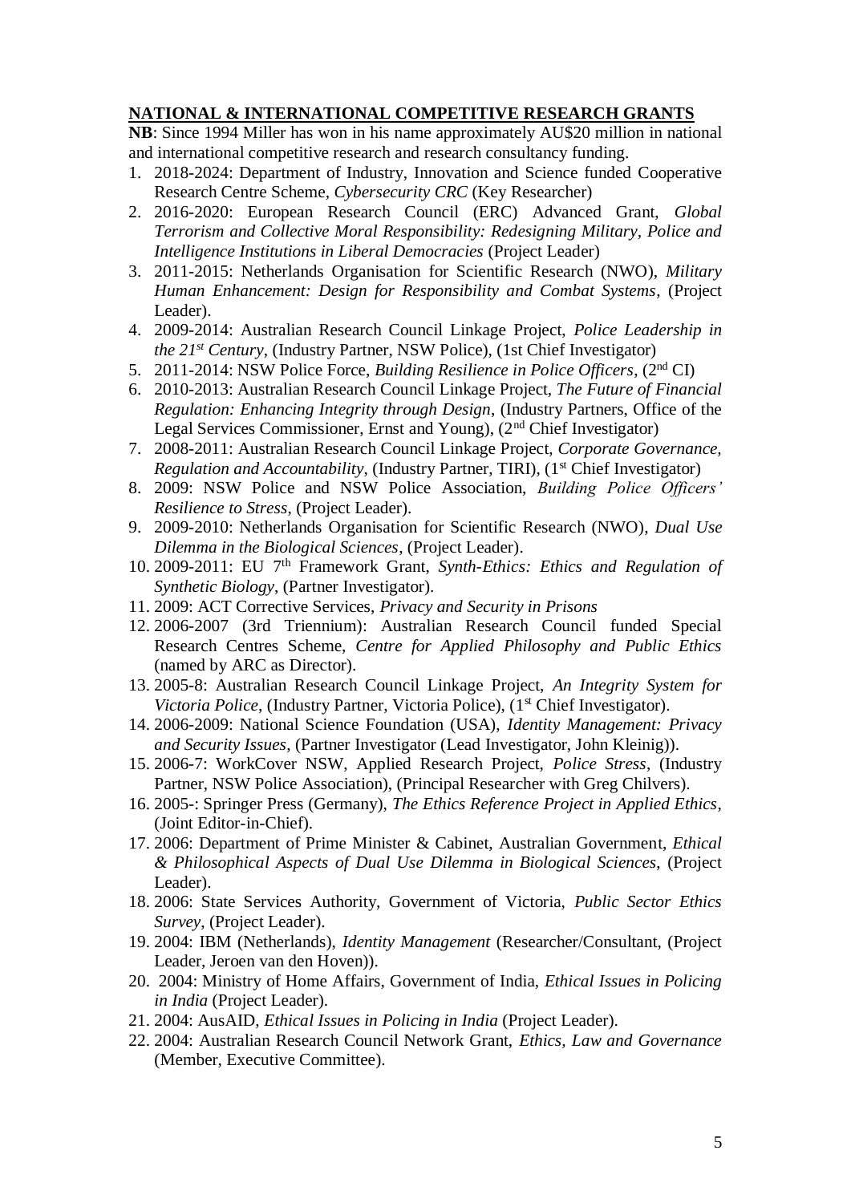**NATIONAL & INTERNATIONAL COMPETITIVE RESEARCH GRANTS**

**NB**: Since 1994 Miller has won in his name approximately AU$20 million in national and international competitive research and research consultancy funding.

1. 2018-2024: Department of Industry, Innovation and Science funded Cooperative Research Centre Scheme, *Cybersecurity CRC* (Key Researcher)
2. 2016-2020: European Research Council (ERC) Advanced Grant, *Global Terrorism and Collective Moral Responsibility: Redesigning Military, Police and Intelligence Institutions in Liberal Democracies* (Project Leader)
3. 2011-2015: Netherlands Organisation for Scientific Research (NWO), *Military Human Enhancement: Design for Responsibility and Combat Systems*, (Project Leader).
4. 2009-2014: Australian Research Council Linkage Project, *Police Leadership in the 21st Century*, (Industry Partner, NSW Police), (1st Chief Investigator)
5. 2011-2014: NSW Police Force, *Building Resilience in Police Officers*, (2nd CI)
6. 2010-2013: Australian Research Council Linkage Project, *The Future of Financial Regulation: Enhancing Integrity through Design*, (Industry Partners, Office of the Legal Services Commissioner, Ernst and Young), (2nd Chief Investigator)
7. 2008-2011: Australian Research Council Linkage Project, *Corporate Governance, Regulation and Accountability*, (Industry Partner, TIRI), (1st Chief Investigator)
8. 2009: NSW Police and NSW Police Association, *Building Police Officers' Resilience to Stress*, (Project Leader).
9. 2009-2010: Netherlands Organisation for Scientific Research (NWO), *Dual Use Dilemma in the Biological Sciences*, (Project Leader).
10. 2009-2011: EU 7th Framework Grant, *Synth-Ethics: Ethics and Regulation of Synthetic Biology*, (Partner Investigator).
11. 2009: ACT Corrective Services, *Privacy and Security in Prisons*
12. 2006-2007 (3rd Triennium): Australian Research Council funded Special Research Centres Scheme, *Centre for Applied Philosophy and Public Ethics* (named by ARC as Director).
13. 2005-8: Australian Research Council Linkage Project, *An Integrity System for Victoria Police*, (Industry Partner, Victoria Police), (1st Chief Investigator).
14. 2006-2009: National Science Foundation (USA), *Identity Management: Privacy and Security Issues*, (Partner Investigator (Lead Investigator, John Kleinig)).
15. 2006-7: WorkCover NSW, Applied Research Project, *Police Stress*, (Industry Partner, NSW Police Association), (Principal Researcher with Greg Chilvers).
16. 2005-: Springer Press (Germany), *The Ethics Reference Project in Applied Ethics*, (Joint Editor-in-Chief).
17. 2006: Department of Prime Minister & Cabinet, Australian Government, *Ethical & Philosophical Aspects of Dual Use Dilemma in Biological Sciences*, (Project Leader).
18. 2006: State Services Authority, Government of Victoria, *Public Sector Ethics Survey*, (Project Leader).
19. 2004: IBM (Netherlands), *Identity Management* (Researcher/Consultant, (Project Leader, Jeroen van den Hoven)).
20. 2004: Ministry of Home Affairs, Government of India, *Ethical Issues in Policing in India* (Project Leader).
21. 2004: AusAID, *Ethical Issues in Policing in India* (Project Leader).
22. 2004: Australian Research Council Network Grant, *Ethics, Law and Governance* (Member, Executive Committee).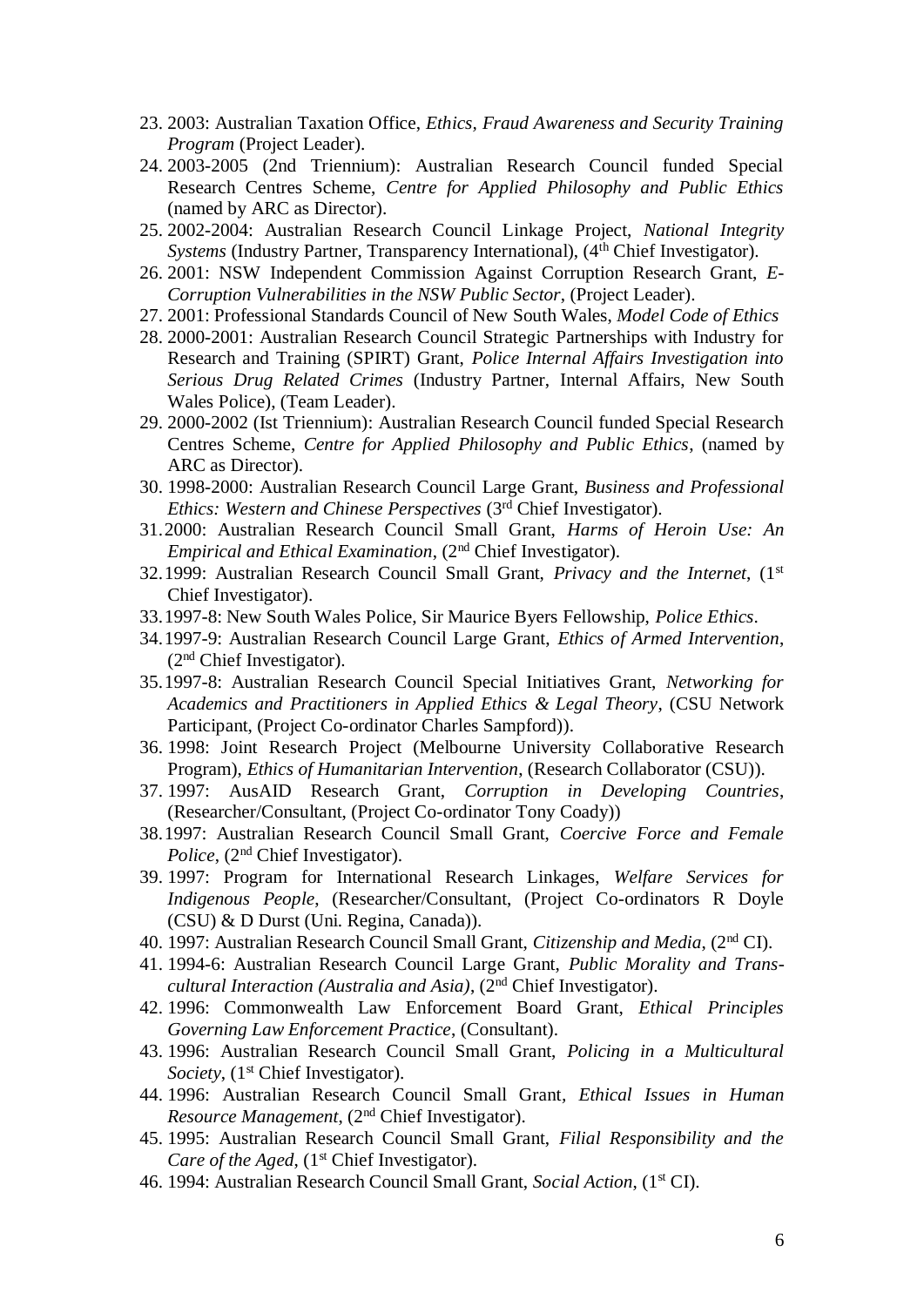23. 2003: Australian Taxation Office, *Ethics, Fraud Awareness and Security Training Program* (Project Leader).
24. 2003-2005 (2nd Triennium): Australian Research Council funded Special Research Centres Scheme, *Centre for Applied Philosophy and Public Ethics* (named by ARC as Director).
25. 2002-2004: Australian Research Council Linkage Project, *National Integrity Systems* (Industry Partner, Transparency International), (4th Chief Investigator).
26. 2001: NSW Independent Commission Against Corruption Research Grant, *E-Corruption Vulnerabilities in the NSW Public Sector*, (Project Leader).
27. 2001: Professional Standards Council of New South Wales, *Model Code of Ethics*
28. 2000-2001: Australian Research Council Strategic Partnerships with Industry for Research and Training (SPIRT) Grant, *Police Internal Affairs Investigation into Serious Drug Related Crimes* (Industry Partner, Internal Affairs, New South Wales Police), (Team Leader).
29. 2000-2002 (Ist Triennium): Australian Research Council funded Special Research Centres Scheme, *Centre for Applied Philosophy and Public Ethics*, (named by ARC as Director).
30. 1998-2000: Australian Research Council Large Grant, *Business and Professional Ethics: Western and Chinese Perspectives* (3rd Chief Investigator).
31. 2000: Australian Research Council Small Grant, *Harms of Heroin Use: An Empirical and Ethical Examination*, (2nd Chief Investigator).
32. 1999: Australian Research Council Small Grant, *Privacy and the Internet*, (1st Chief Investigator).
33. 1997-8: New South Wales Police, Sir Maurice Byers Fellowship, *Police Ethics*.
34. 1997-9: Australian Research Council Large Grant, *Ethics of Armed Intervention*, (2nd Chief Investigator).
35. 1997-8: Australian Research Council Special Initiatives Grant, *Networking for Academics and Practitioners in Applied Ethics & Legal Theory*, (CSU Network Participant, (Project Co-ordinator Charles Sampford)).
36. 1998: Joint Research Project (Melbourne University Collaborative Research Program), *Ethics of Humanitarian Intervention*, (Research Collaborator (CSU)).
37. 1997: AusAID Research Grant, *Corruption in Developing Countries*, (Researcher/Consultant, (Project Co-ordinator Tony Coady))
38. 1997: Australian Research Council Small Grant, *Coercive Force and Female Police*, (2nd Chief Investigator).
39. 1997: Program for International Research Linkages, *Welfare Services for Indigenous People*, (Researcher/Consultant, (Project Co-ordinators R Doyle (CSU) & D Durst (Uni. Regina, Canada)).
40. 1997: Australian Research Council Small Grant, *Citizenship and Media*, (2nd CI).
41. 1994-6: Australian Research Council Large Grant, *Public Morality and Trans-cultural Interaction (Australia and Asia)*, (2nd Chief Investigator).
42. 1996: Commonwealth Law Enforcement Board Grant, *Ethical Principles Governing Law Enforcement Practice*, (Consultant).
43. 1996: Australian Research Council Small Grant, *Policing in a Multicultural Society*, (1st Chief Investigator).
44. 1996: Australian Research Council Small Grant, *Ethical Issues in Human Resource Management*, (2nd Chief Investigator).
45. 1995: Australian Research Council Small Grant, *Filial Responsibility and the Care of the Aged*, (1st Chief Investigator).
46. 1994: Australian Research Council Small Grant, *Social Action*, (1st CI).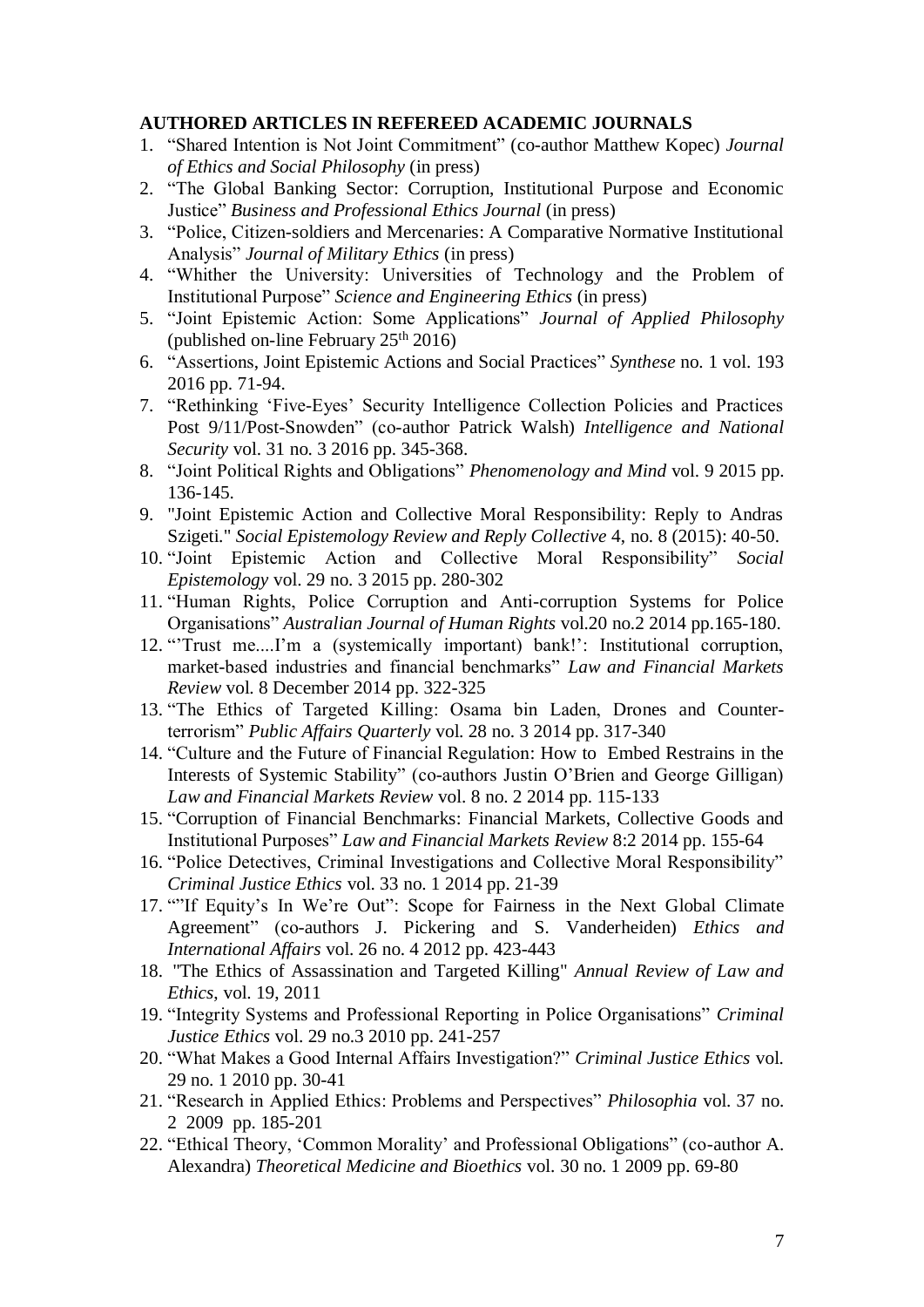**AUTHORED ARTICLES IN REFEREED ACADEMIC JOURNALS**

1. "Shared Intention is Not Joint Commitment" (co-author Matthew Kopec) *Journal of Ethics and Social Philosophy* (in press)
2. "The Global Banking Sector: Corruption, Institutional Purpose and Economic Justice" *Business and Professional Ethics Journal* (in press)
3. "Police, Citizen-soldiers and Mercenaries: A Comparative Normative Institutional Analysis" *Journal of Military Ethics* (in press)
4. "Whither the University: Universities of Technology and the Problem of Institutional Purpose" *Science and Engineering Ethics* (in press)
5. "Joint Epistemic Action: Some Applications" *Journal of Applied Philosophy* (published on-line February 25th 2016)
6. "Assertions, Joint Epistemic Actions and Social Practices" *Synthese* no. 1 vol. 193 2016 pp. 71-94.
7. "Rethinking 'Five-Eyes' Security Intelligence Collection Policies and Practices Post 9/11/Post-Snowden" (co-author Patrick Walsh) *Intelligence and National Security* vol. 31 no. 3 2016 pp. 345-368.
8. "Joint Political Rights and Obligations" *Phenomenology and Mind* vol. 9 2015 pp. 136-145.
9. "Joint Epistemic Action and Collective Moral Responsibility: Reply to Andras Szigeti." *Social Epistemology Review and Reply Collective* 4, no. 8 (2015): 40-50.
10. "Joint Epistemic Action and Collective Moral Responsibility" *Social Epistemology* vol. 29 no. 3 2015 pp. 280-302
11. "Human Rights, Police Corruption and Anti-corruption Systems for Police Organisations" *Australian Journal of Human Rights* vol.20 no.2 2014 pp.165-180.
12. "'Trust me....I'm a (systemically important) bank!': Institutional corruption, market-based industries and financial benchmarks" *Law and Financial Markets Review* vol. 8 December 2014 pp. 322-325
13. "The Ethics of Targeted Killing: Osama bin Laden, Drones and Counter-terrorism" *Public Affairs Quarterly* vol. 28 no. 3 2014 pp. 317-340
14. "Culture and the Future of Financial Regulation: How to Embed Restrains in the Interests of Systemic Stability" (co-authors Justin O'Brien and George Gilligan) *Law and Financial Markets Review* vol. 8 no. 2 2014 pp. 115-133
15. "Corruption of Financial Benchmarks: Financial Markets, Collective Goods and Institutional Purposes" *Law and Financial Markets Review* 8:2 2014 pp. 155-64
16. "Police Detectives, Criminal Investigations and Collective Moral Responsibility" *Criminal Justice Ethics* vol. 33 no. 1 2014 pp. 21-39
17. ""If Equity's In We're Out": Scope for Fairness in the Next Global Climate Agreement" (co-authors J. Pickering and S. Vanderheiden) *Ethics and International Affairs* vol. 26 no. 4 2012 pp. 423-443
18. "The Ethics of Assassination and Targeted Killing" *Annual Review of Law and Ethics*, vol. 19, 2011
19. "Integrity Systems and Professional Reporting in Police Organisations" *Criminal Justice Ethics* vol. 29 no.3 2010 pp. 241-257
20. "What Makes a Good Internal Affairs Investigation?" *Criminal Justice Ethics* vol. 29 no. 1 2010 pp. 30-41
21. "Research in Applied Ethics: Problems and Perspectives" *Philosophia* vol. 37 no. 2 2009 pp. 185-201
22. "Ethical Theory, 'Common Morality' and Professional Obligations" (co-author A. Alexandra) *Theoretical Medicine and Bioethics* vol. 30 no. 1 2009 pp. 69-80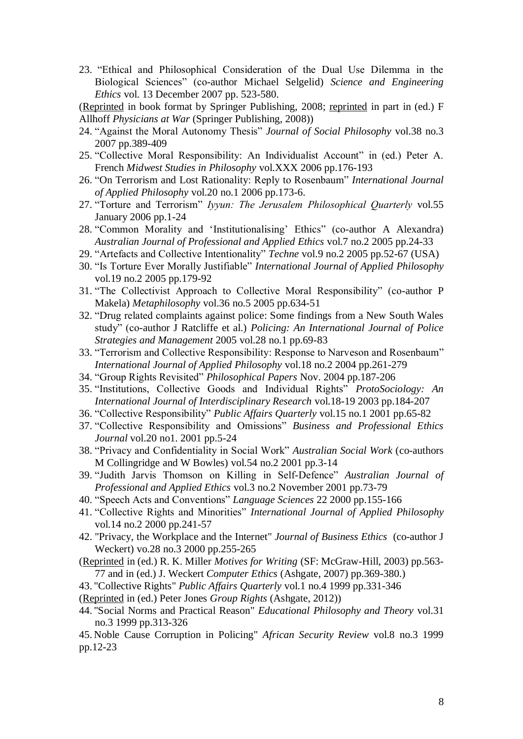23. "Ethical and Philosophical Consideration of the Dual Use Dilemma in the Biological Sciences" (co-author Michael Selgelid) *Science and Engineering Ethics* vol. 13 December 2007 pp. 523-580.

(Reprinted in book format by Springer Publishing, 2008; reprinted in part in (ed.) F Allhoff *Physicians at War* (Springer Publishing, 2008))

24. "Against the Moral Autonomy Thesis" *Journal of Social Philosophy* vol.38 no.3 2007 pp.389-409
25. "Collective Moral Responsibility: An Individualist Account" in (ed.) Peter A. French *Midwest Studies in Philosophy* vol.XXX 2006 pp.176-193
26. "On Terrorism and Lost Rationality: Reply to Rosenbaum" *International Journal of Applied Philosophy* vol.20 no.1 2006 pp.173-6.
27. "Torture and Terrorism" *Iyyun: The Jerusalem Philosophical Quarterly* vol.55 January 2006 pp.1-24
28. "Common Morality and 'Institutionalising' Ethics" (co-author A Alexandra) *Australian Journal of Professional and Applied Ethics* vol.7 no.2 2005 pp.24-33
29. "Artefacts and Collective Intentionality" *Techne* vol.9 no.2 2005 pp.52-67 (USA)
30. "Is Torture Ever Morally Justifiable" *International Journal of Applied Philosophy* vol.19 no.2 2005 pp.179-92
31. "The Collectivist Approach to Collective Moral Responsibility" (co-author P Makela) *Metaphilosophy* vol.36 no.5 2005 pp.634-51
32. "Drug related complaints against police: Some findings from a New South Wales study" (co-author J Ratcliffe et al.) *Policing: An International Journal of Police Strategies and Management* 2005 vol.28 no.1 pp.69-83
33. "Terrorism and Collective Responsibility: Response to Narveson and Rosenbaum" *International Journal of Applied Philosophy* vol.18 no.2 2004 pp.261-279
34. "Group Rights Revisited" *Philosophical Papers* Nov. 2004 pp.187-206
35. "Institutions, Collective Goods and Individual Rights" *ProtoSociology: An International Journal of Interdisciplinary Research* vol.18-19 2003 pp.184-207
36. "Collective Responsibility" *Public Affairs Quarterly* vol.15 no.1 2001 pp.65-82
37. "Collective Responsibility and Omissions" *Business and Professional Ethics Journal* vol.20 no1. 2001 pp.5-24
38. "Privacy and Confidentiality in Social Work" *Australian Social Work* (co-authors M Collingridge and W Bowles) vol.54 no.2 2001 pp.3-14
39. "Judith Jarvis Thomson on Killing in Self-Defence" *Australian Journal of Professional and Applied Ethics* vol.3 no.2 November 2001 pp.73-79
40. "Speech Acts and Conventions" *Language Sciences* 22 2000 pp.155-166
41. "Collective Rights and Minorities" *International Journal of Applied Philosophy* vol.14 no.2 2000 pp.241-57
42. "Privacy, the Workplace and the Internet" *Journal of Business Ethics* (co-author J Weckert) vo.28 no.3 2000 pp.255-265

(Reprinted in (ed.) R. K. Miller *Motives for Writing* (SF: McGraw-Hill, 2003) pp.563-77 and in (ed.) J. Weckert *Computer Ethics* (Ashgate, 2007) pp.369-380.)

43. "Collective Rights" *Public Affairs Quarterly* vol.1 no.4 1999 pp.331-346

(Reprinted in (ed.) Peter Jones *Group Rights* (Ashgate, 2012))

44. "Social Norms and Practical Reason" *Educational Philosophy and Theory* vol.31 no.3 1999 pp.313-326
45. Noble Cause Corruption in Policing" *African Security Review* vol.8 no.3 1999 pp.12-23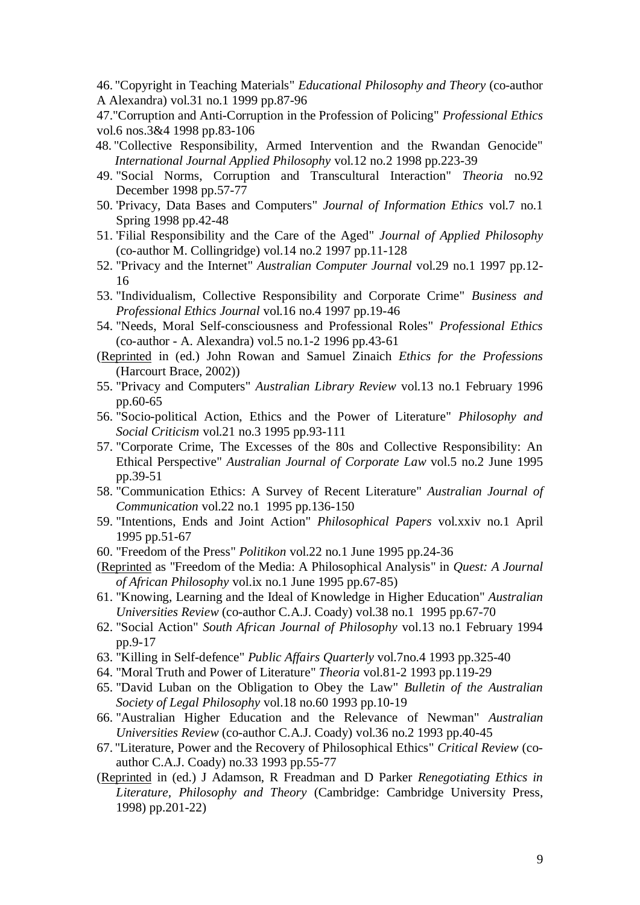46. "Copyright in Teaching Materials" *Educational Philosophy and Theory* (co-author A Alexandra) vol.31 no.1 1999 pp.87-96
47. "Corruption and Anti-Corruption in the Profession of Policing" *Professional Ethics* vol.6 nos.3&4 1998 pp.83-106
48. "Collective Responsibility, Armed Intervention and the Rwandan Genocide" *International Journal Applied Philosophy* vol.12 no.2 1998 pp.223-39
49. "Social Norms, Corruption and Transcultural Interaction" *Theoria* no.92 December 1998 pp.57-77
50. 'Privacy, Data Bases and Computers" *Journal of Information Ethics* vol.7 no.1 Spring 1998 pp.42-48
51. 'Filial Responsibility and the Care of the Aged" *Journal of Applied Philosophy* (co-author M. Collingridge) vol.14 no.2 1997 pp.11-128
52. "Privacy and the Internet" *Australian Computer Journal* vol.29 no.1 1997 pp.12-16
53. "Individualism, Collective Responsibility and Corporate Crime" *Business and Professional Ethics Journal* vol.16 no.4 1997 pp.19-46
54. "Needs, Moral Self-consciousness and Professional Roles" *Professional Ethics* (co-author - A. Alexandra) vol.5 no.1-2 1996 pp.43-61

(Reprinted in (ed.) John Rowan and Samuel Zinaich *Ethics for the Professions* (Harcourt Brace, 2002))

55. "Privacy and Computers" *Australian Library Review* vol.13 no.1 February 1996 pp.60-65
56. "Socio-political Action, Ethics and the Power of Literature" *Philosophy and Social Criticism* vol.21 no.3 1995 pp.93-111
57. "Corporate Crime, The Excesses of the 80s and Collective Responsibility: An Ethical Perspective" *Australian Journal of Corporate Law* vol.5 no.2 June 1995 pp.39-51
58. "Communication Ethics: A Survey of Recent Literature" *Australian Journal of Communication* vol.22 no.1 1995 pp.136-150
59. "Intentions, Ends and Joint Action" *Philosophical Papers* vol.xxiv no.1 April 1995 pp.51-67
60. "Freedom of the Press" *Politikon* vol.22 no.1 June 1995 pp.24-36

(Reprinted as "Freedom of the Media: A Philosophical Analysis" in *Quest: A Journal of African Philosophy* vol.ix no.1 June 1995 pp.67-85)

61. "Knowing, Learning and the Ideal of Knowledge in Higher Education" *Australian Universities Review* (co-author C.A.J. Coady) vol.38 no.1 1995 pp.67-70
62. "Social Action" *South African Journal of Philosophy* vol.13 no.1 February 1994 pp.9-17
63. "Killing in Self-defence" *Public Affairs Quarterly* vol.7no.4 1993 pp.325-40
64. "Moral Truth and Power of Literature" *Theoria* vol.81-2 1993 pp.119-29
65. "David Luban on the Obligation to Obey the Law" *Bulletin of the Australian Society of Legal Philosophy* vol.18 no.60 1993 pp.10-19
66. "Australian Higher Education and the Relevance of Newman" *Australian Universities Review* (co-author C.A.J. Coady) vol.36 no.2 1993 pp.40-45
67. "Literature, Power and the Recovery of Philosophical Ethics" *Critical Review* (co-author C.A.J. Coady) no.33 1993 pp.55-77

(Reprinted in (ed.) J Adamson, R Freadman and D Parker *Renegotiating Ethics in Literature, Philosophy and Theory* (Cambridge: Cambridge University Press, 1998) pp.201-22)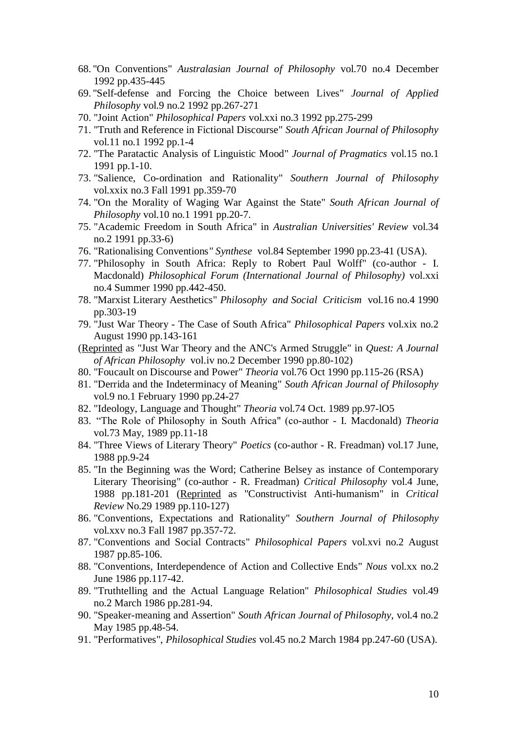68. "On Conventions" *Australasian Journal of Philosophy* vol.70 no.4 December 1992 pp.435-445
69. "Self-defense and Forcing the Choice between Lives" *Journal of Applied Philosophy* vol.9 no.2 1992 pp.267-271
70. "Joint Action" *Philosophical Papers* vol.xxi no.3 1992 pp.275-299
71. "Truth and Reference in Fictional Discourse" *South African Journal of Philosophy* vol.11 no.1 1992 pp.1-4
72. "The Paratactic Analysis of Linguistic Mood" *Journal of Pragmatics* vol.15 no.1 1991 pp.1-10.
73. "Salience, Co-ordination and Rationality" *Southern Journal of Philosophy* vol.xxix no.3 Fall 1991 pp.359-70
74. "On the Morality of Waging War Against the State" *South African Journal of Philosophy* vol.10 no.1 1991 pp.20-7.
75. "Academic Freedom in South Africa" in *Australian Universities' Review* vol.34 no.2 1991 pp.33-6)
76. "Rationalising Conventions*" Synthese* vol.84 September 1990 pp.23-41 (USA).
77. "Philosophy in South Africa: Reply to Robert Paul Wolff" (co-author - I. Macdonald) *Philosophical Forum (International Journal of Philosophy)* vol.xxi no.4 Summer 1990 pp.442-450.
78. "Marxist Literary Aesthetics" *Philosophy and Social Criticism* vol.16 no.4 1990 pp.303-19
79. "Just War Theory - The Case of South Africa" *Philosophical Papers* vol.xix no.2 August 1990 pp.143-161

(Reprinted as "Just War Theory and the ANC's Armed Struggle" in *Quest: A Journal of African Philosophy* vol.iv no.2 December 1990 pp.80-102)

80. "Foucault on Discourse and Power" *Theoria* vol.76 Oct 1990 pp.115-26 (RSA)
81. "Derrida and the Indeterminacy of Meaning" *South African Journal of Philosophy* vol.9 no.1 February 1990 pp.24-27
82. "Ideology, Language and Thought" *Theoria* vol.74 Oct. 1989 pp.97-lO5
83. "The Role of Philosophy in South Africa" (co-author - I. Macdonald) *Theoria* vol.73 May, 1989 pp.11-18
84. "Three Views of Literary Theory" *Poetics* (co-author - R. Freadman) vol.17 June, 1988 pp.9-24
85. "In the Beginning was the Word; Catherine Belsey as instance of Contemporary Literary Theorising" (co-author - R. Freadman) *Critical Philosophy* vol.4 June, 1988 pp.181-201 (Reprinted as "Constructivist Anti-humanism" in *Critical Review* No.29 1989 pp.110-127)
86. "Conventions, Expectations and Rationality" *Southern Journal of Philosophy* vol.xxv no.3 Fall 1987 pp.357-72.
87. "Conventions and Social Contracts" *Philosophical Papers* vol.xvi no.2 August 1987 pp.85-106.
88. "Conventions, Interdependence of Action and Collective Ends" *Nous* vol.xx no.2 June 1986 pp.117-42.
89. "Truthtelling and the Actual Language Relation" *Philosophical Studies* vol.49 no.2 March 1986 pp.281-94.
90. "Speaker-meaning and Assertion" *South African Journal of Philosophy*, vol.4 no.2 May 1985 pp.48-54.
91. "Performatives", *Philosophical Studies* vol.45 no.2 March 1984 pp.247-60 (USA).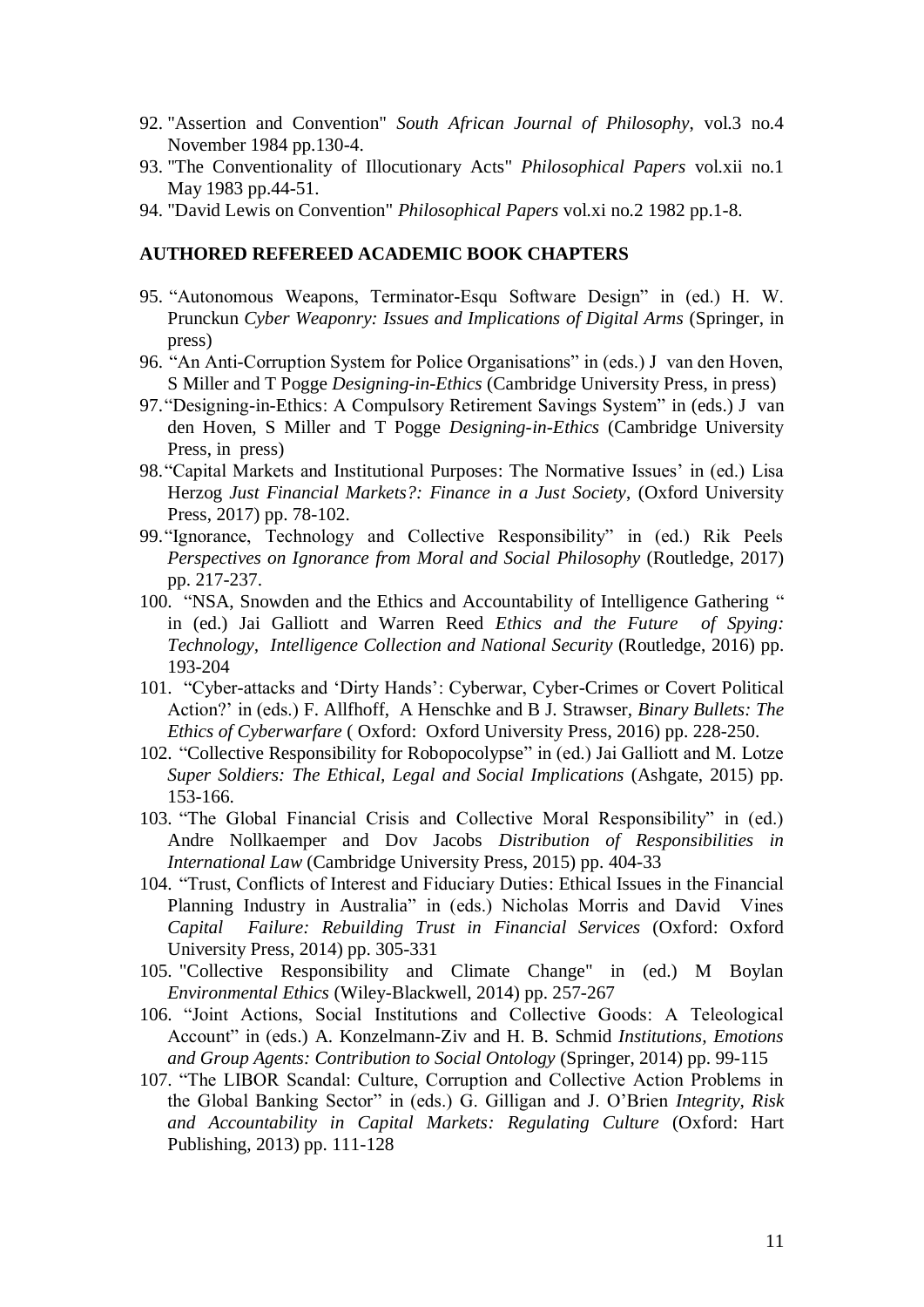92. "Assertion and Convention" *South African Journal of Philosophy*, vol.3 no.4 November 1984 pp.130-4.
93. "The Conventionality of Illocutionary Acts" *Philosophical Papers* vol.xii no.1 May 1983 pp.44-51.
94. "David Lewis on Convention" *Philosophical Papers* vol.xi no.2 1982 pp.1-8.

**AUTHORED REFEREED ACADEMIC BOOK CHAPTERS**

95. "Autonomous Weapons, Terminator-Esqu Software Design" in (ed.) H. W. Prunckun *Cyber Weaponry: Issues and Implications of Digital Arms* (Springer, in press)
96. "An Anti-Corruption System for Police Organisations" in (eds.) J van den Hoven, S Miller and T Pogge *Designing-in-Ethics* (Cambridge University Press, in press)
97. "Designing-in-Ethics: A Compulsory Retirement Savings System" in (eds.) J van den Hoven, S Miller and T Pogge *Designing-in-Ethics* (Cambridge University Press, in press)
98. "Capital Markets and Institutional Purposes: The Normative Issues' in (ed.) Lisa Herzog *Just Financial Markets?: Finance in a Just Society*, (Oxford University Press, 2017) pp. 78-102.
99. "Ignorance, Technology and Collective Responsibility" in (ed.) Rik Peels *Perspectives on Ignorance from Moral and Social Philosophy* (Routledge, 2017) pp. 217-237.
100. "NSA, Snowden and the Ethics and Accountability of Intelligence Gathering " in (ed.) Jai Galliott and Warren Reed *Ethics and the Future of Spying: Technology, Intelligence Collection and National Security* (Routledge, 2016) pp. 193-204
101. "Cyber-attacks and 'Dirty Hands': Cyberwar, Cyber-Crimes or Covert Political Action?' in (eds.) F. Allfhoff, A Henschke and B J. Strawser, *Binary Bullets: The Ethics of Cyberwarfare* ( Oxford: Oxford University Press, 2016) pp. 228-250.
102. "Collective Responsibility for Robopocolypse" in (ed.) Jai Galliott and M. Lotze *Super Soldiers: The Ethical, Legal and Social Implications* (Ashgate, 2015) pp. 153-166.
103. "The Global Financial Crisis and Collective Moral Responsibility" in (ed.) Andre Nollkaemper and Dov Jacobs *Distribution of Responsibilities in International Law* (Cambridge University Press, 2015) pp. 404-33
104. "Trust, Conflicts of Interest and Fiduciary Duties: Ethical Issues in the Financial Planning Industry in Australia" in (eds.) Nicholas Morris and David Vines *Capital Failure: Rebuilding Trust in Financial Services* (Oxford: Oxford University Press, 2014) pp. 305-331
105. "Collective Responsibility and Climate Change" in (ed.) M Boylan *Environmental Ethics* (Wiley-Blackwell, 2014) pp. 257-267
106. "Joint Actions, Social Institutions and Collective Goods: A Teleological Account" in (eds.) A. Konzelmann-Ziv and H. B. Schmid *Institutions, Emotions and Group Agents: Contribution to Social Ontology* (Springer, 2014) pp. 99-115
107. "The LIBOR Scandal: Culture, Corruption and Collective Action Problems in the Global Banking Sector" in (eds.) G. Gilligan and J. O'Brien *Integrity, Risk and Accountability in Capital Markets: Regulating Culture* (Oxford: Hart Publishing, 2013) pp. 111-128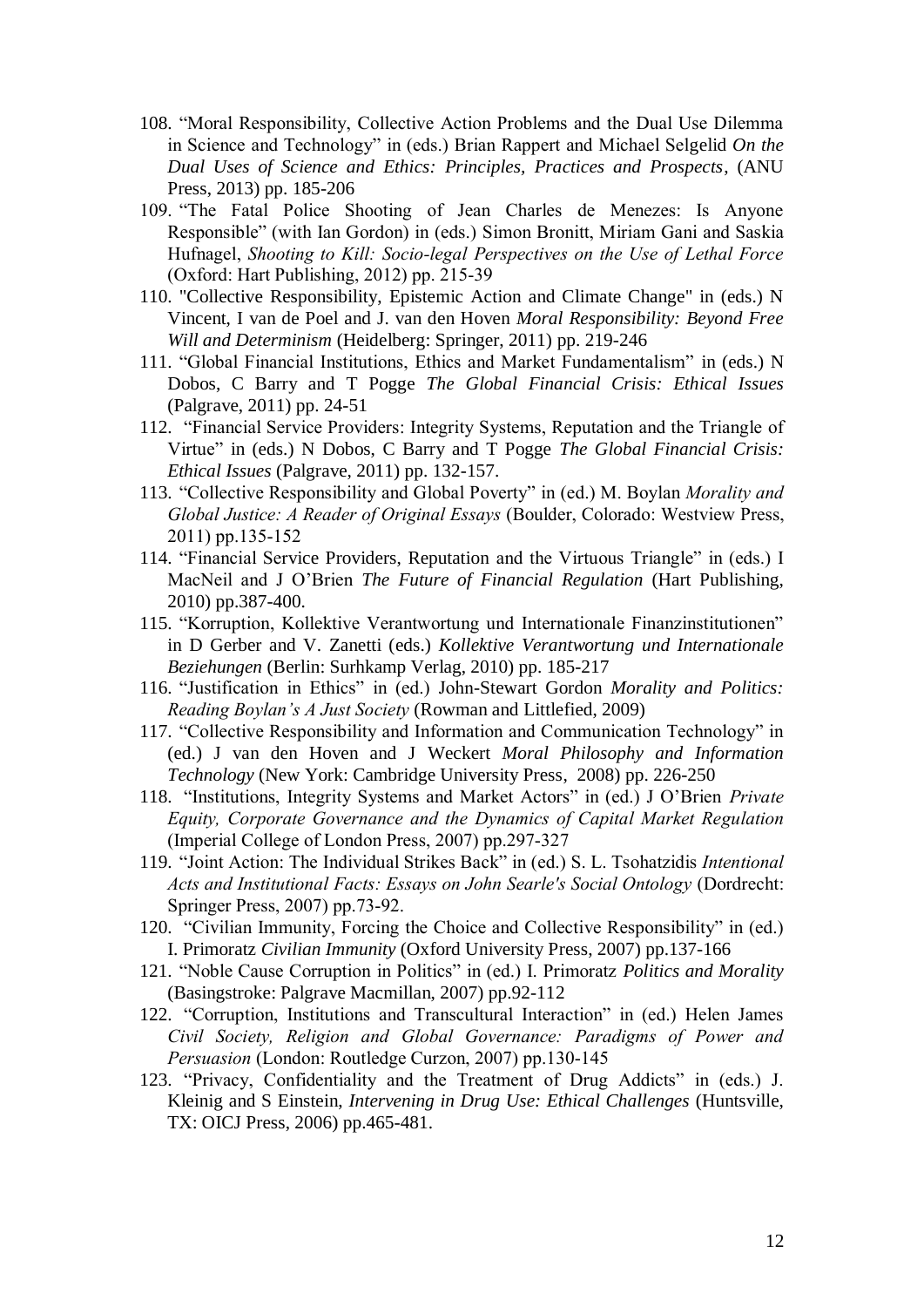108. "Moral Responsibility, Collective Action Problems and the Dual Use Dilemma in Science and Technology" in (eds.) Brian Rappert and Michael Selgelid *On the Dual Uses of Science and Ethics: Principles, Practices and Prospects*, (ANU Press, 2013) pp. 185-206
109. "The Fatal Police Shooting of Jean Charles de Menezes: Is Anyone Responsible" (with Ian Gordon) in (eds.) Simon Bronitt, Miriam Gani and Saskia Hufnagel, *Shooting to Kill: Socio-legal Perspectives on the Use of Lethal Force* (Oxford: Hart Publishing, 2012) pp. 215-39
110. "Collective Responsibility, Epistemic Action and Climate Change" in (eds.) N Vincent, I van de Poel and J. van den Hoven *Moral Responsibility: Beyond Free Will and Determinism* (Heidelberg: Springer, 2011) pp. 219-246
111. "Global Financial Institutions, Ethics and Market Fundamentalism" in (eds.) N Dobos, C Barry and T Pogge *The Global Financial Crisis: Ethical Issues* (Palgrave, 2011) pp. 24-51
112. "Financial Service Providers: Integrity Systems, Reputation and the Triangle of Virtue" in (eds.) N Dobos, C Barry and T Pogge *The Global Financial Crisis: Ethical Issues* (Palgrave, 2011) pp. 132-157.
113. "Collective Responsibility and Global Poverty" in (ed.) M. Boylan *Morality and Global Justice: A Reader of Original Essays* (Boulder, Colorado: Westview Press, 2011) pp.135-152
114. "Financial Service Providers, Reputation and the Virtuous Triangle" in (eds.) I MacNeil and J O'Brien *The Future of Financial Regulation* (Hart Publishing, 2010) pp.387-400.
115. "Korruption, Kollektive Verantwortung und Internationale Finanzinstitutionen" in D Gerber and V. Zanetti (eds.) *Kollektive Verantwortung und Internationale Beziehungen* (Berlin: Surhkamp Verlag, 2010) pp. 185-217
116. "Justification in Ethics" in (ed.) John-Stewart Gordon *Morality and Politics: Reading Boylan's A Just Society* (Rowman and Littlefied, 2009)
117. "Collective Responsibility and Information and Communication Technology" in (ed.) J van den Hoven and J Weckert *Moral Philosophy and Information Technology* (New York: Cambridge University Press, 2008) pp. 226-250
118. "Institutions, Integrity Systems and Market Actors" in (ed.) J O'Brien *Private Equity, Corporate Governance and the Dynamics of Capital Market Regulation* (Imperial College of London Press, 2007) pp.297-327
119. "Joint Action: The Individual Strikes Back" in (ed.) S. L. Tsohatzidis *Intentional Acts and Institutional Facts: Essays on John Searle's Social Ontology* (Dordrecht: Springer Press, 2007) pp.73-92.
120. "Civilian Immunity, Forcing the Choice and Collective Responsibility" in (ed.) I. Primoratz *Civilian Immunity* (Oxford University Press, 2007) pp.137-166
121. "Noble Cause Corruption in Politics" in (ed.) I. Primoratz *Politics and Morality* (Basingstroke: Palgrave Macmillan, 2007) pp.92-112
122. "Corruption, Institutions and Transcultural Interaction" in (ed.) Helen James *Civil Society, Religion and Global Governance: Paradigms of Power and Persuasion* (London: Routledge Curzon, 2007) pp.130-145
123. "Privacy, Confidentiality and the Treatment of Drug Addicts" in (eds.) J. Kleinig and S Einstein, *Intervening in Drug Use: Ethical Challenges* (Huntsville, TX: OICJ Press, 2006) pp.465-481.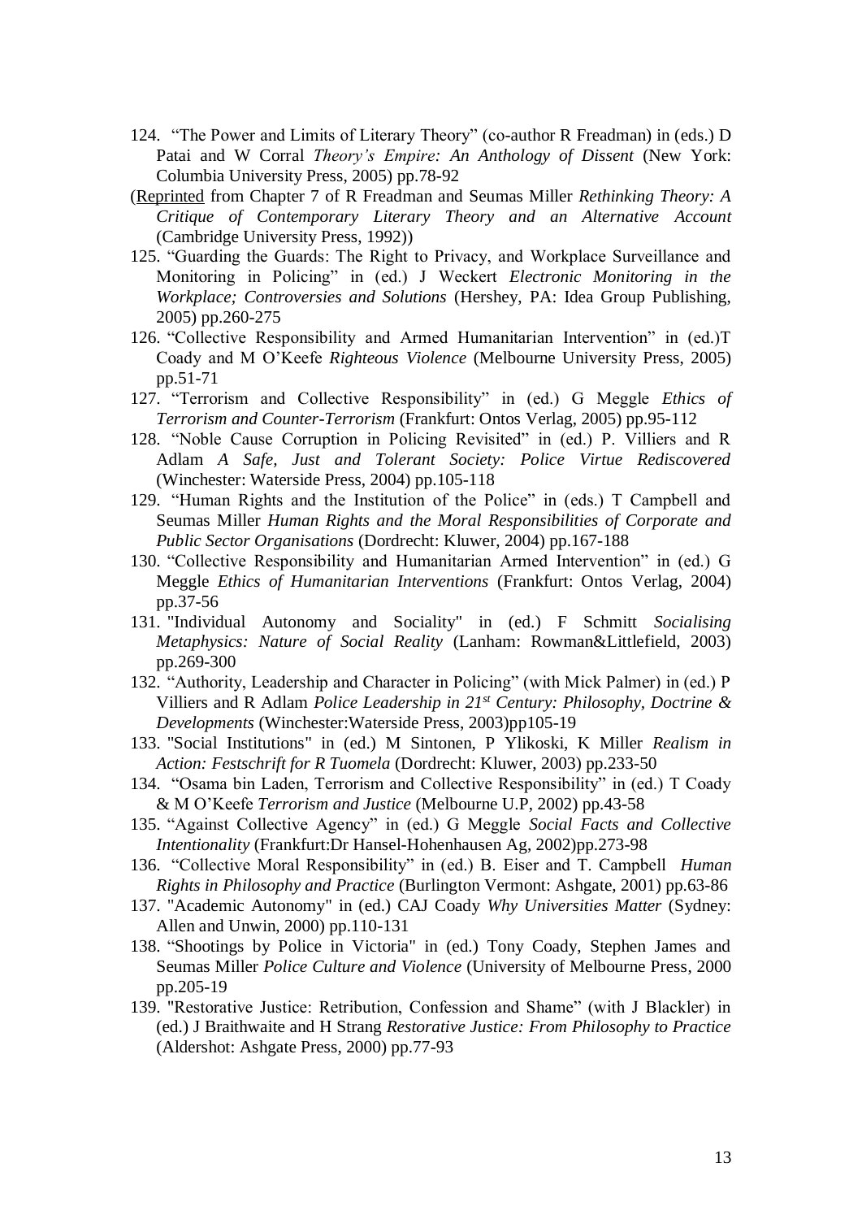124. "The Power and Limits of Literary Theory" (co-author R Freadman) in (eds.) D Patai and W Corral *Theory's Empire: An Anthology of Dissent* (New York: Columbia University Press, 2005) pp.78-92

(Reprinted from Chapter 7 of R Freadman and Seumas Miller *Rethinking Theory: A Critique of Contemporary Literary Theory and an Alternative Account* (Cambridge University Press, 1992))

125. "Guarding the Guards: The Right to Privacy, and Workplace Surveillance and Monitoring in Policing" in (ed.) J Weckert *Electronic Monitoring in the Workplace; Controversies and Solutions* (Hershey, PA: Idea Group Publishing, 2005) pp.260-275

126. "Collective Responsibility and Armed Humanitarian Intervention" in (ed.)T Coady and M O'Keefe *Righteous Violence* (Melbourne University Press, 2005) pp.51-71

127. "Terrorism and Collective Responsibility" in (ed.) G Meggle *Ethics of Terrorism and Counter-Terrorism* (Frankfurt: Ontos Verlag, 2005) pp.95-112

128. "Noble Cause Corruption in Policing Revisited" in (ed.) P. Villiers and R Adlam *A Safe, Just and Tolerant Society: Police Virtue Rediscovered* (Winchester: Waterside Press, 2004) pp.105-118

129. "Human Rights and the Institution of the Police" in (eds.) T Campbell and Seumas Miller *Human Rights and the Moral Responsibilities of Corporate and Public Sector Organisations* (Dordrecht: Kluwer, 2004) pp.167-188

130. "Collective Responsibility and Humanitarian Armed Intervention" in (ed.) G Meggle *Ethics of Humanitarian Interventions* (Frankfurt: Ontos Verlag, 2004) pp.37-56

131. "Individual Autonomy and Sociality" in (ed.) F Schmitt *Socialising Metaphysics: Nature of Social Reality* (Lanham: Rowman&Littlefield, 2003) pp.269-300

132. "Authority, Leadership and Character in Policing" (with Mick Palmer) in (ed.) P Villiers and R Adlam *Police Leadership in 21st Century: Philosophy, Doctrine & Developments* (Winchester:Waterside Press, 2003)pp105-19

133. "Social Institutions" in (ed.) M Sintonen, P Ylikoski, K Miller *Realism in Action: Festschrift for R Tuomela* (Dordrecht: Kluwer, 2003) pp.233-50

134. "Osama bin Laden, Terrorism and Collective Responsibility" in (ed.) T Coady & M O'Keefe *Terrorism and Justice* (Melbourne U.P, 2002) pp.43-58

135. "Against Collective Agency" in (ed.) G Meggle *Social Facts and Collective Intentionality* (Frankfurt:Dr Hansel-Hohenhausen Ag, 2002)pp.273-98

136. "Collective Moral Responsibility" in (ed.) B. Eiser and T. Campbell *Human Rights in Philosophy and Practice* (Burlington Vermont: Ashgate, 2001) pp.63-86

137. "Academic Autonomy" in (ed.) CAJ Coady *Why Universities Matter* (Sydney: Allen and Unwin, 2000) pp.110-131

138. "Shootings by Police in Victoria" in (ed.) Tony Coady, Stephen James and Seumas Miller *Police Culture and Violence* (University of Melbourne Press, 2000 pp.205-19

139. "Restorative Justice: Retribution, Confession and Shame" (with J Blackler) in (ed.) J Braithwaite and H Strang *Restorative Justice: From Philosophy to Practice* (Aldershot: Ashgate Press, 2000) pp.77-93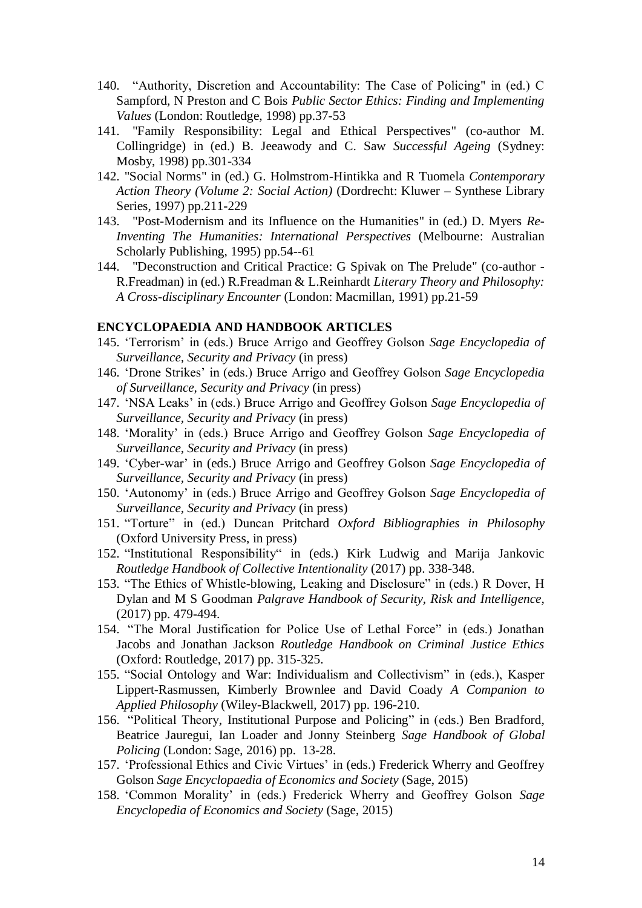140. "Authority, Discretion and Accountability: The Case of Policing" in (ed.) C Sampford, N Preston and C Bois *Public Sector Ethics: Finding and Implementing Values* (London: Routledge, 1998) pp.37-53
141. "Family Responsibility: Legal and Ethical Perspectives" (co-author M. Collingridge) in (ed.) B. Jeeawody and C. Saw *Successful Ageing* (Sydney: Mosby, 1998) pp.301-334
142. "Social Norms" in (ed.) G. Holmstrom-Hintikka and R Tuomela *Contemporary Action Theory (Volume 2: Social Action)* (Dordrecht: Kluwer – Synthese Library Series, 1997) pp.211-229
143. "Post-Modernism and its Influence on the Humanities" in (ed.) D. Myers *Re-Inventing The Humanities: International Perspectives* (Melbourne: Australian Scholarly Publishing, 1995) pp.54--61
144. "Deconstruction and Critical Practice: G Spivak on The Prelude" (co-author - R.Freadman) in (ed.) R.Freadman & L.Reinhardt *Literary Theory and Philosophy: A Cross-disciplinary Encounter* (London: Macmillan, 1991) pp.21-59

**ENCYCLOPAEDIA AND HANDBOOK ARTICLES**

145. 'Terrorism' in (eds.) Bruce Arrigo and Geoffrey Golson *Sage Encyclopedia of Surveillance, Security and Privacy* (in press)
146. 'Drone Strikes' in (eds.) Bruce Arrigo and Geoffrey Golson *Sage Encyclopedia of Surveillance, Security and Privacy* (in press)
147. 'NSA Leaks' in (eds.) Bruce Arrigo and Geoffrey Golson *Sage Encyclopedia of Surveillance, Security and Privacy* (in press)
148. 'Morality' in (eds.) Bruce Arrigo and Geoffrey Golson *Sage Encyclopedia of Surveillance, Security and Privacy* (in press)
149. 'Cyber-war' in (eds.) Bruce Arrigo and Geoffrey Golson *Sage Encyclopedia of Surveillance, Security and Privacy* (in press)
150. 'Autonomy' in (eds.) Bruce Arrigo and Geoffrey Golson *Sage Encyclopedia of Surveillance, Security and Privacy* (in press)
151. "Torture" in (ed.) Duncan Pritchard *Oxford Bibliographies in Philosophy* (Oxford University Press, in press)
152. "Institutional Responsibility" in (eds.) Kirk Ludwig and Marija Jankovic *Routledge Handbook of Collective Intentionality* (2017) pp. 338-348.
153. "The Ethics of Whistle-blowing, Leaking and Disclosure" in (eds.) R Dover, H Dylan and M S Goodman *Palgrave Handbook of Security, Risk and Intelligence*, (2017) pp. 479-494.
154. "The Moral Justification for Police Use of Lethal Force" in (eds.) Jonathan Jacobs and Jonathan Jackson *Routledge Handbook on Criminal Justice Ethics* (Oxford: Routledge, 2017) pp. 315-325.
155. "Social Ontology and War: Individualism and Collectivism" in (eds.), Kasper Lippert-Rasmussen, Kimberly Brownlee and David Coady *A Companion to Applied Philosophy* (Wiley-Blackwell, 2017) pp. 196-210.
156. "Political Theory, Institutional Purpose and Policing" in (eds.) Ben Bradford, Beatrice Jauregui, Ian Loader and Jonny Steinberg *Sage Handbook of Global Policing* (London: Sage, 2016) pp. 13-28.
157. 'Professional Ethics and Civic Virtues' in (eds.) Frederick Wherry and Geoffrey Golson *Sage Encyclopaedia of Economics and Society* (Sage, 2015)
158. 'Common Morality' in (eds.) Frederick Wherry and Geoffrey Golson *Sage Encyclopedia of Economics and Society* (Sage, 2015)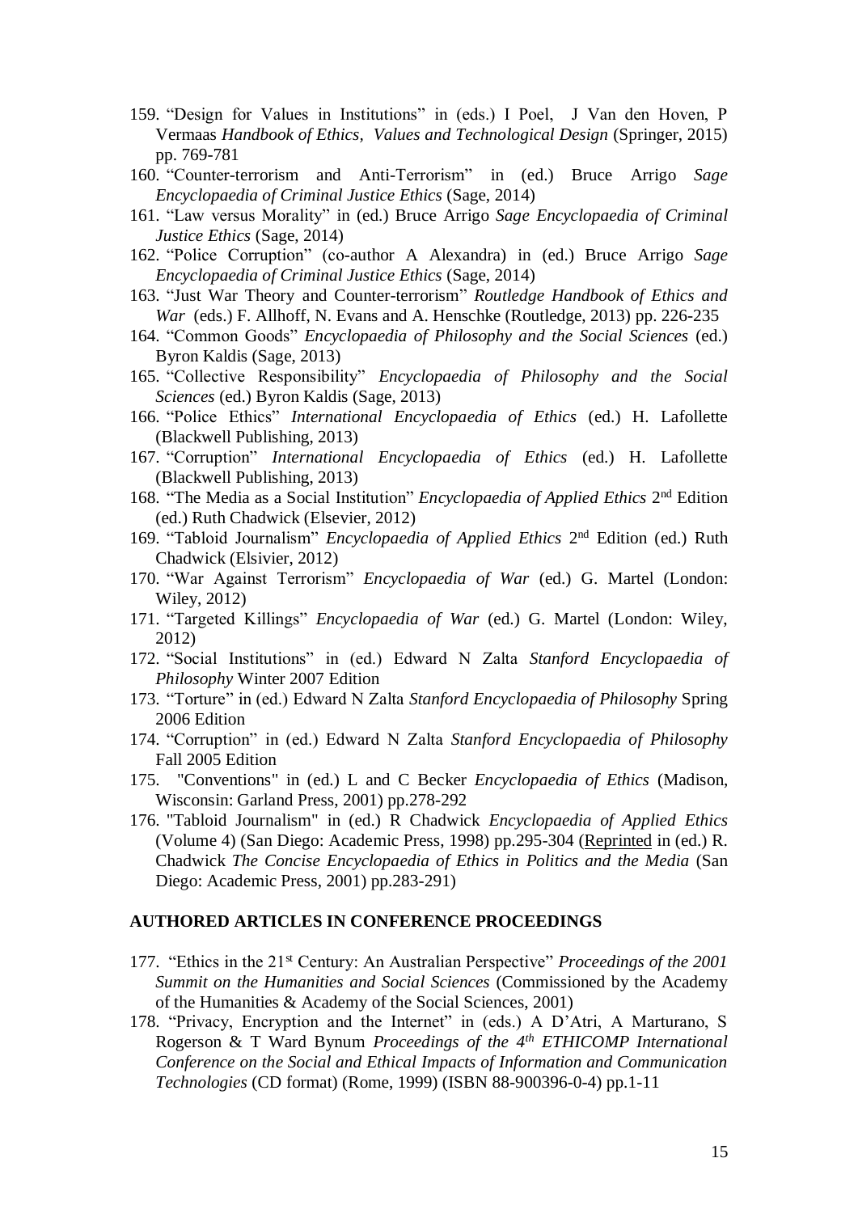159. "Design for Values in Institutions" in (eds.) I Poel, J Van den Hoven, P Vermaas *Handbook of Ethics, Values and Technological Design* (Springer, 2015) pp. 769-781
160. "Counter-terrorism and Anti-Terrorism" in (ed.) Bruce Arrigo *Sage Encyclopaedia of Criminal Justice Ethics* (Sage, 2014)
161. "Law versus Morality" in (ed.) Bruce Arrigo *Sage Encyclopaedia of Criminal Justice Ethics* (Sage, 2014)
162. "Police Corruption" (co-author A Alexandra) in (ed.) Bruce Arrigo *Sage Encyclopaedia of Criminal Justice Ethics* (Sage, 2014)
163. "Just War Theory and Counter-terrorism" *Routledge Handbook of Ethics and War* (eds.) F. Allhoff, N. Evans and A. Henschke (Routledge, 2013) pp. 226-235
164. "Common Goods" *Encyclopaedia of Philosophy and the Social Sciences* (ed.) Byron Kaldis (Sage, 2013)
165. "Collective Responsibility" *Encyclopaedia of Philosophy and the Social Sciences* (ed.) Byron Kaldis (Sage, 2013)
166. "Police Ethics" *International Encyclopaedia of Ethics* (ed.) H. Lafollette (Blackwell Publishing, 2013)
167. "Corruption" *International Encyclopaedia of Ethics* (ed.) H. Lafollette (Blackwell Publishing, 2013)
168. "The Media as a Social Institution" *Encyclopaedia of Applied Ethics* 2nd Edition (ed.) Ruth Chadwick (Elsevier, 2012)
169. "Tabloid Journalism" *Encyclopaedia of Applied Ethics* 2nd Edition (ed.) Ruth Chadwick (Elsivier, 2012)
170. "War Against Terrorism" *Encyclopaedia of War* (ed.) G. Martel (London: Wiley, 2012)
171. "Targeted Killings" *Encyclopaedia of War* (ed.) G. Martel (London: Wiley, 2012)
172. "Social Institutions" in (ed.) Edward N Zalta *Stanford Encyclopaedia of Philosophy* Winter 2007 Edition
173. "Torture" in (ed.) Edward N Zalta *Stanford Encyclopaedia of Philosophy* Spring 2006 Edition
174. "Corruption" in (ed.) Edward N Zalta *Stanford Encyclopaedia of Philosophy* Fall 2005 Edition
175. "Conventions" in (ed.) L and C Becker *Encyclopaedia of Ethics* (Madison, Wisconsin: Garland Press, 2001) pp.278-292
176. "Tabloid Journalism" in (ed.) R Chadwick *Encyclopaedia of Applied Ethics* (Volume 4) (San Diego: Academic Press, 1998) pp.295-304 (Reprinted in (ed.) R. Chadwick *The Concise Encyclopaedia of Ethics in Politics and the Media* (San Diego: Academic Press, 2001) pp.283-291)

**AUTHORED ARTICLES IN CONFERENCE PROCEEDINGS**

177. "Ethics in the 21st Century: An Australian Perspective" *Proceedings of the 2001 Summit on the Humanities and Social Sciences* (Commissioned by the Academy of the Humanities & Academy of the Social Sciences, 2001)
178. "Privacy, Encryption and the Internet" in (eds.) A D'Atri, A Marturano, S Rogerson & T Ward Bynum *Proceedings of the 4th ETHICOMP International Conference on the Social and Ethical Impacts of Information and Communication Technologies* (CD format) (Rome, 1999) (ISBN 88-900396-0-4) pp.1-11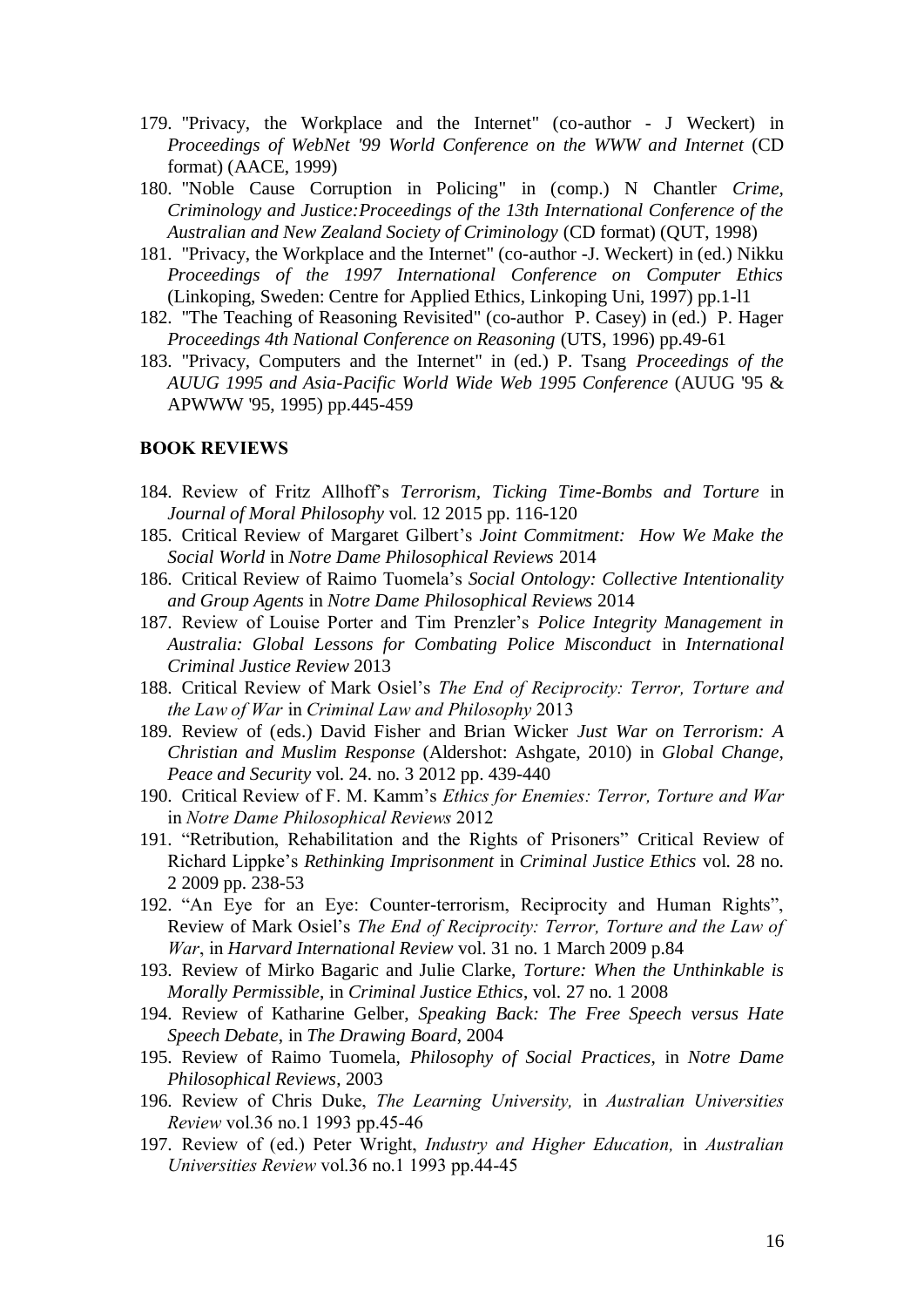179. "Privacy, the Workplace and the Internet" (co-author - J Weckert) in *Proceedings of WebNet '99 World Conference on the WWW and Internet* (CD format) (AACE, 1999)
180. "Noble Cause Corruption in Policing" in (comp.) N Chantler *Crime, Criminology and Justice:Proceedings of the 13th International Conference of the Australian and New Zealand Society of Criminology* (CD format) (QUT, 1998)
181. "Privacy, the Workplace and the Internet" (co-author -J. Weckert) in (ed.) Nikku *Proceedings of the 1997 International Conference on Computer Ethics* (Linkoping, Sweden: Centre for Applied Ethics, Linkoping Uni, 1997) pp.1-l1
182. "The Teaching of Reasoning Revisited" (co-author P. Casey) in (ed.) P. Hager *Proceedings 4th National Conference on Reasoning* (UTS, 1996) pp.49-61
183. "Privacy, Computers and the Internet" in (ed.) P. Tsang *Proceedings of the AUUG 1995 and Asia-Pacific World Wide Web 1995 Conference* (AUUG '95 & APWWW '95, 1995) pp.445-459

**BOOK REVIEWS**

184. Review of Fritz Allhoff's *Terrorism, Ticking Time-Bombs and Torture* in *Journal of Moral Philosophy* vol. 12 2015 pp. 116-120
185. Critical Review of Margaret Gilbert's *Joint Commitment: How We Make the Social World* in *Notre Dame Philosophical Reviews* 2014
186. Critical Review of Raimo Tuomela's *Social Ontology: Collective Intentionality and Group Agents* in *Notre Dame Philosophical Reviews* 2014
187. Review of Louise Porter and Tim Prenzler's *Police Integrity Management in Australia: Global Lessons for Combating Police Misconduct* in *International Criminal Justice Review* 2013
188. Critical Review of Mark Osiel's *The End of Reciprocity: Terror, Torture and the Law of War* in *Criminal Law and Philosophy* 2013
189. Review of (eds.) David Fisher and Brian Wicker *Just War on Terrorism: A Christian and Muslim Response* (Aldershot: Ashgate, 2010) in *Global Change, Peace and Security* vol. 24. no. 3 2012 pp. 439-440
190. Critical Review of F. M. Kamm's *Ethics for Enemies: Terror, Torture and War* in *Notre Dame Philosophical Reviews* 2012
191. "Retribution, Rehabilitation and the Rights of Prisoners" Critical Review of Richard Lippke's *Rethinking Imprisonment* in *Criminal Justice Ethics* vol. 28 no. 2 2009 pp. 238-53
192. "An Eye for an Eye: Counter-terrorism, Reciprocity and Human Rights", Review of Mark Osiel's *The End of Reciprocity: Terror, Torture and the Law of War*, in *Harvard International Review* vol. 31 no. 1 March 2009 p.84
193. Review of Mirko Bagaric and Julie Clarke, *Torture: When the Unthinkable is Morally Permissible*, in *Criminal Justice Ethics*, vol. 27 no. 1 2008
194. Review of Katharine Gelber, *Speaking Back: The Free Speech versus Hate Speech Debate*, in *The Drawing Board*, 2004
195. Review of Raimo Tuomela, *Philosophy of Social Practices*, in *Notre Dame Philosophical Reviews*, 2003
196. Review of Chris Duke, *The Learning University,* in *Australian Universities Review* vol.36 no.1 1993 pp.45-46
197. Review of (ed.) Peter Wright, *Industry and Higher Education,* in *Australian Universities Review* vol.36 no.1 1993 pp.44-45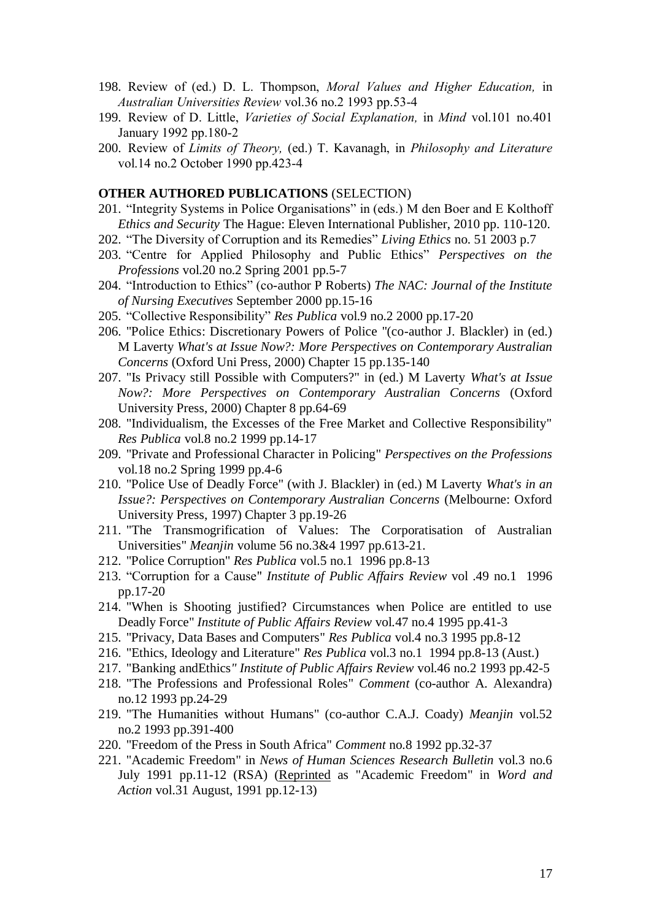198. Review of (ed.) D. L. Thompson, *Moral Values and Higher Education,* in *Australian Universities Review* vol.36 no.2 1993 pp.53-4
199. Review of D. Little, *Varieties of Social Explanation,* in *Mind* vol.101 no.401 January 1992 pp.180-2
200. Review of *Limits of Theory,* (ed.) T. Kavanagh, in *Philosophy and Literature* vol.14 no.2 October 1990 pp.423-4

**OTHER AUTHORED PUBLICATIONS** (SELECTION)

201. "Integrity Systems in Police Organisations" in (eds.) M den Boer and E Kolthoff *Ethics and Security* The Hague: Eleven International Publisher, 2010 pp. 110-120.
202. "The Diversity of Corruption and its Remedies" *Living Ethics* no. 51 2003 p.7
203. "Centre for Applied Philosophy and Public Ethics" *Perspectives on the Professions* vol.20 no.2 Spring 2001 pp.5-7
204. "Introduction to Ethics" (co-author P Roberts) *The NAC: Journal of the Institute of Nursing Executives* September 2000 pp.15-16
205. "Collective Responsibility" *Res Publica* vol.9 no.2 2000 pp.17-20
206. "Police Ethics: Discretionary Powers of Police "(co-author J. Blackler) in (ed.) M Laverty *What's at Issue Now?: More Perspectives on Contemporary Australian Concerns* (Oxford Uni Press, 2000) Chapter 15 pp.135-140
207. "Is Privacy still Possible with Computers?" in (ed.) M Laverty *What's at Issue Now?: More Perspectives on Contemporary Australian Concerns* (Oxford University Press, 2000) Chapter 8 pp.64-69
208. "Individualism, the Excesses of the Free Market and Collective Responsibility" *Res Publica* vol.8 no.2 1999 pp.14-17
209. "Private and Professional Character in Policing" *Perspectives on the Professions* vol.18 no.2 Spring 1999 pp.4-6
210. "Police Use of Deadly Force" (with J. Blackler) in (ed.) M Laverty *What's in an Issue?: Perspectives on Contemporary Australian Concerns* (Melbourne: Oxford University Press, 1997) Chapter 3 pp.19-26
211. "The Transmogrification of Values: The Corporatisation of Australian Universities" *Meanjin* volume 56 no.3&4 1997 pp.613-21.
212. "Police Corruption" *Res Publica* vol.5 no.1 1996 pp.8-13
213. "Corruption for a Cause" *Institute of Public Affairs Review* vol .49 no.1 1996 pp.17-20
214. "When is Shooting justified? Circumstances when Police are entitled to use Deadly Force" *Institute of Public Affairs Review* vol.47 no.4 1995 pp.41-3
215. "Privacy, Data Bases and Computers" *Res Publica* vol.4 no.3 1995 pp.8-12
216. "Ethics, Ideology and Literature" *Res Publica* vol.3 no.1 1994 pp.8-13 (Aust.)
217. "Banking andEthics*" Institute of Public Affairs Review* vol.46 no.2 1993 pp.42-5
218. "The Professions and Professional Roles" *Comment* (co-author A. Alexandra) no.12 1993 pp.24-29
219. "The Humanities without Humans" (co-author C.A.J. Coady) *Meanjin* vol.52 no.2 1993 pp.391-400
220. "Freedom of the Press in South Africa" *Comment* no.8 1992 pp.32-37
221. "Academic Freedom" in *News of Human Sciences Research Bulletin* vol.3 no.6 July 1991 pp.11-12 (RSA) (Reprinted as "Academic Freedom" in *Word and Action* vol.31 August, 1991 pp.12-13)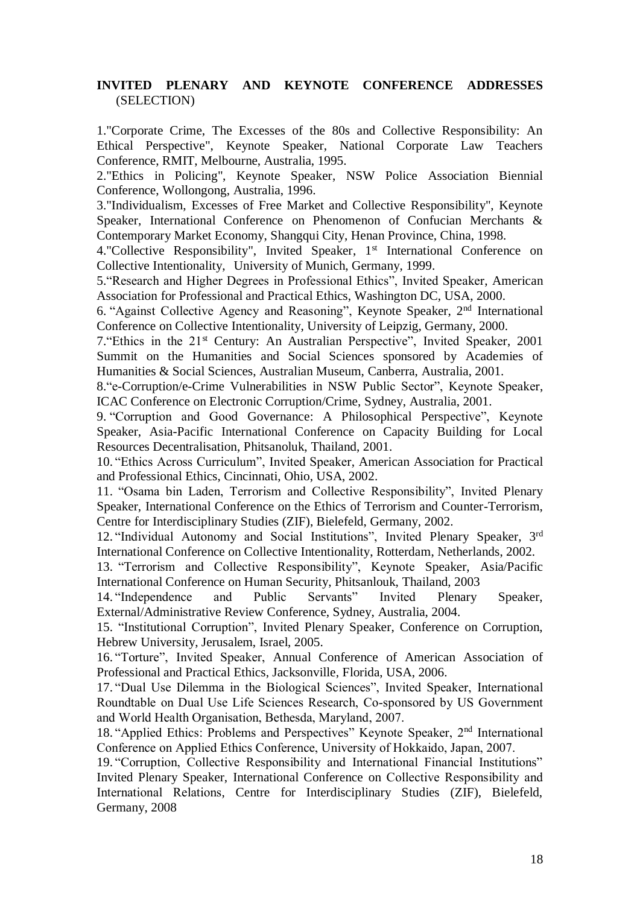**INVITED PLENARY AND KEYNOTE CONFERENCE ADDRESSES** (SELECTION)

1."Corporate Crime, The Excesses of the 80s and Collective Responsibility: An Ethical Perspective", Keynote Speaker, National Corporate Law Teachers Conference, RMIT, Melbourne, Australia, 1995.

2."Ethics in Policing", Keynote Speaker, NSW Police Association Biennial Conference, Wollongong, Australia, 1996.

3."Individualism, Excesses of Free Market and Collective Responsibility", Keynote Speaker, International Conference on Phenomenon of Confucian Merchants & Contemporary Market Economy, Shangqui City, Henan Province, China, 1998.

4."Collective Responsibility", Invited Speaker, 1st International Conference on Collective Intentionality, University of Munich, Germany, 1999.

5."Research and Higher Degrees in Professional Ethics", Invited Speaker, American Association for Professional and Practical Ethics, Washington DC, USA, 2000.

6. "Against Collective Agency and Reasoning", Keynote Speaker, 2nd International Conference on Collective Intentionality, University of Leipzig, Germany, 2000.

7."Ethics in the 21st Century: An Australian Perspective", Invited Speaker, 2001 Summit on the Humanities and Social Sciences sponsored by Academies of Humanities & Social Sciences, Australian Museum, Canberra, Australia, 2001.

8."e-Corruption/e-Crime Vulnerabilities in NSW Public Sector", Keynote Speaker, ICAC Conference on Electronic Corruption/Crime, Sydney, Australia, 2001.

9. "Corruption and Good Governance: A Philosophical Perspective", Keynote Speaker, Asia-Pacific International Conference on Capacity Building for Local Resources Decentralisation, Phitsanoluk, Thailand, 2001.

10. "Ethics Across Curriculum", Invited Speaker, American Association for Practical and Professional Ethics, Cincinnati, Ohio, USA, 2002.

11. "Osama bin Laden, Terrorism and Collective Responsibility", Invited Plenary Speaker, International Conference on the Ethics of Terrorism and Counter-Terrorism, Centre for Interdisciplinary Studies (ZIF), Bielefeld, Germany, 2002.

12. "Individual Autonomy and Social Institutions", Invited Plenary Speaker, 3rd International Conference on Collective Intentionality, Rotterdam, Netherlands, 2002.

13. "Terrorism and Collective Responsibility", Keynote Speaker, Asia/Pacific International Conference on Human Security, Phitsanlouk, Thailand, 2003

14. "Independence and Public Servants" Invited Plenary Speaker, External/Administrative Review Conference, Sydney, Australia, 2004.

15. "Institutional Corruption", Invited Plenary Speaker, Conference on Corruption, Hebrew University, Jerusalem, Israel, 2005.

16. "Torture", Invited Speaker, Annual Conference of American Association of Professional and Practical Ethics, Jacksonville, Florida, USA, 2006.

17. "Dual Use Dilemma in the Biological Sciences", Invited Speaker, International Roundtable on Dual Use Life Sciences Research, Co-sponsored by US Government and World Health Organisation, Bethesda, Maryland, 2007.

18. "Applied Ethics: Problems and Perspectives" Keynote Speaker, 2nd International Conference on Applied Ethics Conference, University of Hokkaido, Japan, 2007.

19. "Corruption, Collective Responsibility and International Financial Institutions" Invited Plenary Speaker, International Conference on Collective Responsibility and International Relations, Centre for Interdisciplinary Studies (ZIF), Bielefeld, Germany, 2008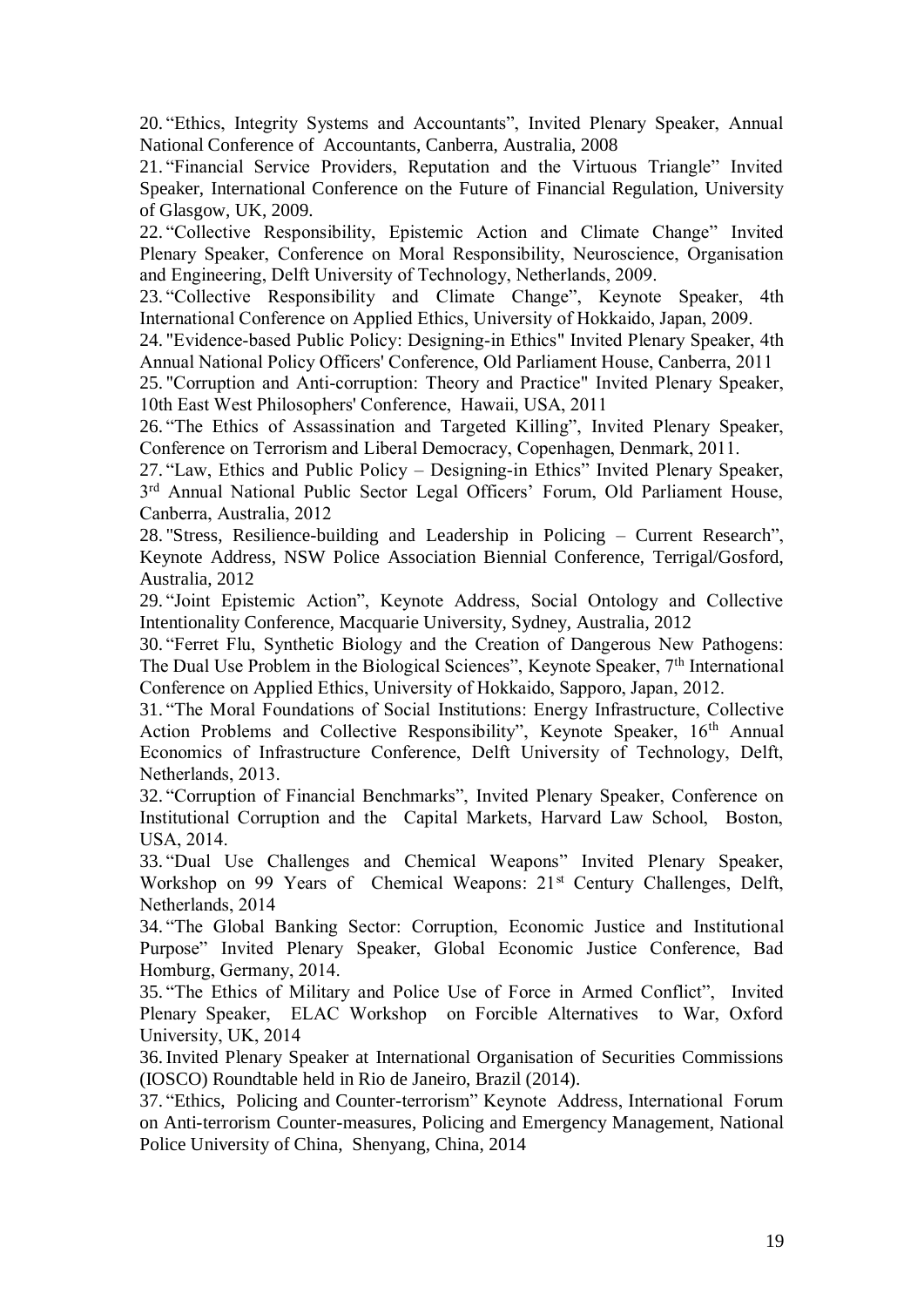20. "Ethics, Integrity Systems and Accountants", Invited Plenary Speaker, Annual National Conference of Accountants, Canberra, Australia, 2008

21. "Financial Service Providers, Reputation and the Virtuous Triangle" Invited Speaker, International Conference on the Future of Financial Regulation, University of Glasgow, UK, 2009.

22. "Collective Responsibility, Epistemic Action and Climate Change" Invited Plenary Speaker, Conference on Moral Responsibility, Neuroscience, Organisation and Engineering, Delft University of Technology, Netherlands, 2009.

23. "Collective Responsibility and Climate Change", Keynote Speaker, 4th International Conference on Applied Ethics, University of Hokkaido, Japan, 2009.

24. "Evidence-based Public Policy: Designing-in Ethics" Invited Plenary Speaker, 4th Annual National Policy Officers' Conference, Old Parliament House, Canberra, 2011

25. "Corruption and Anti-corruption: Theory and Practice" Invited Plenary Speaker, 10th East West Philosophers' Conference, Hawaii, USA, 2011

26. "The Ethics of Assassination and Targeted Killing", Invited Plenary Speaker, Conference on Terrorism and Liberal Democracy, Copenhagen, Denmark, 2011.

27. "Law, Ethics and Public Policy – Designing-in Ethics" Invited Plenary Speaker, 3rd Annual National Public Sector Legal Officers' Forum, Old Parliament House, Canberra, Australia, 2012

28. "Stress, Resilience-building and Leadership in Policing – Current Research", Keynote Address, NSW Police Association Biennial Conference, Terrigal/Gosford, Australia, 2012

29. "Joint Epistemic Action", Keynote Address, Social Ontology and Collective Intentionality Conference, Macquarie University, Sydney, Australia, 2012

30. "Ferret Flu, Synthetic Biology and the Creation of Dangerous New Pathogens: The Dual Use Problem in the Biological Sciences", Keynote Speaker, 7th International Conference on Applied Ethics, University of Hokkaido, Sapporo, Japan, 2012.

31. "The Moral Foundations of Social Institutions: Energy Infrastructure, Collective Action Problems and Collective Responsibility", Keynote Speaker, 16th Annual Economics of Infrastructure Conference, Delft University of Technology, Delft, Netherlands, 2013.

32. "Corruption of Financial Benchmarks", Invited Plenary Speaker, Conference on Institutional Corruption and the Capital Markets, Harvard Law School, Boston, USA, 2014.

33. "Dual Use Challenges and Chemical Weapons" Invited Plenary Speaker, Workshop on 99 Years of Chemical Weapons: 21st Century Challenges, Delft, Netherlands, 2014

34. "The Global Banking Sector: Corruption, Economic Justice and Institutional Purpose" Invited Plenary Speaker, Global Economic Justice Conference, Bad Homburg, Germany, 2014.

35. "The Ethics of Military and Police Use of Force in Armed Conflict", Invited Plenary Speaker, ELAC Workshop on Forcible Alternatives to War, Oxford University, UK, 2014

36. Invited Plenary Speaker at International Organisation of Securities Commissions (IOSCO) Roundtable held in Rio de Janeiro, Brazil (2014).

37. "Ethics, Policing and Counter-terrorism" Keynote Address, International Forum on Anti-terrorism Counter-measures, Policing and Emergency Management, National Police University of China, Shenyang, China, 2014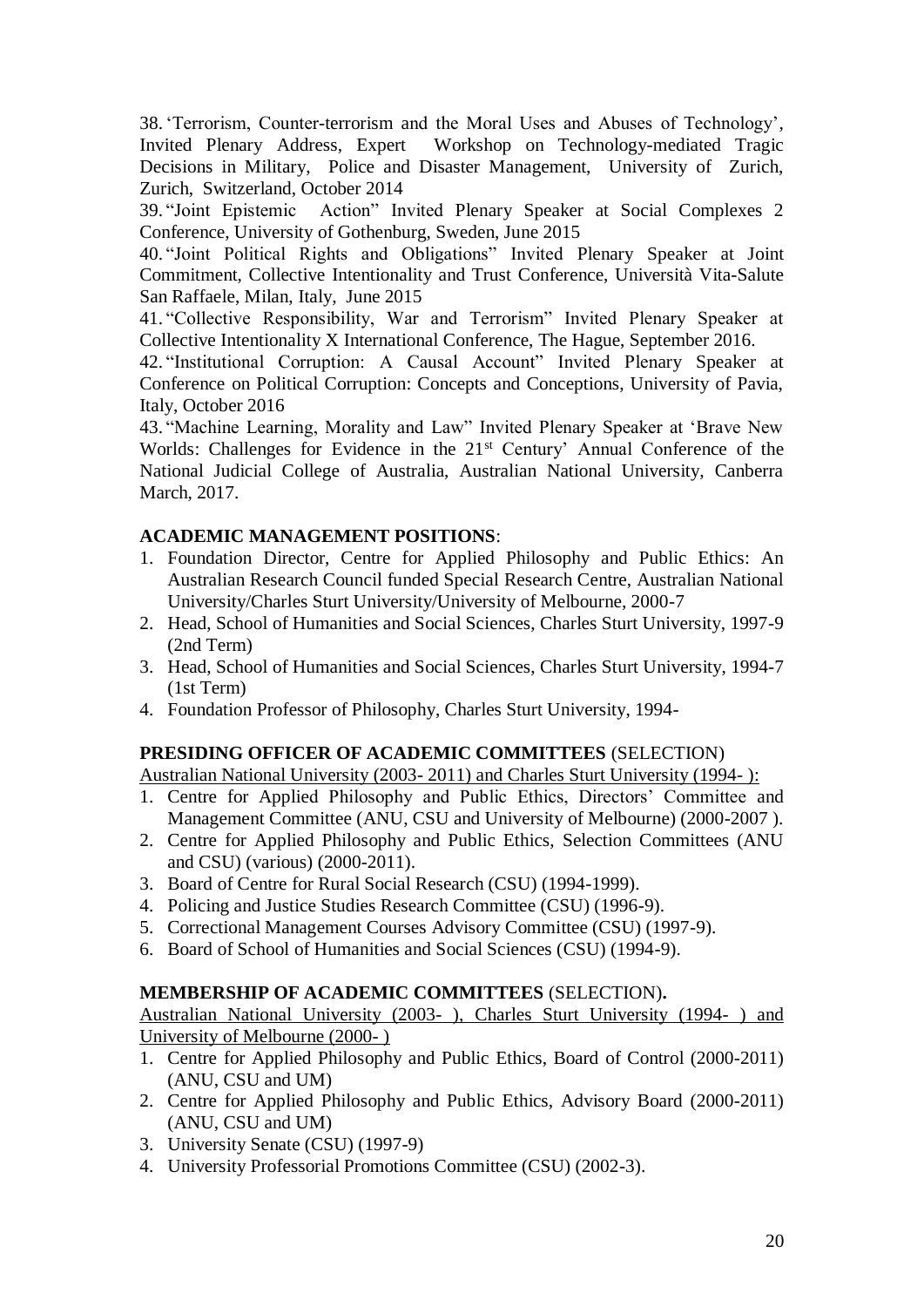38. 'Terrorism, Counter-terrorism and the Moral Uses and Abuses of Technology', Invited Plenary Address, Expert Workshop on Technology-mediated Tragic Decisions in Military, Police and Disaster Management, University of Zurich, Zurich, Switzerland, October 2014

39. "Joint Epistemic Action" Invited Plenary Speaker at Social Complexes 2 Conference, University of Gothenburg, Sweden, June 2015

40. "Joint Political Rights and Obligations" Invited Plenary Speaker at Joint Commitment, Collective Intentionality and Trust Conference, Università Vita-Salute San Raffaele, Milan, Italy, June 2015

41. "Collective Responsibility, War and Terrorism" Invited Plenary Speaker at Collective Intentionality X International Conference, The Hague, September 2016.

42. "Institutional Corruption: A Causal Account" Invited Plenary Speaker at Conference on Political Corruption: Concepts and Conceptions, University of Pavia, Italy, October 2016

43. "Machine Learning, Morality and Law" Invited Plenary Speaker at 'Brave New Worlds: Challenges for Evidence in the 21st Century' Annual Conference of the National Judicial College of Australia, Australian National University, Canberra March, 2017.

**ACADEMIC MANAGEMENT POSITIONS**:

1. Foundation Director, Centre for Applied Philosophy and Public Ethics: An Australian Research Council funded Special Research Centre, Australian National University/Charles Sturt University/University of Melbourne, 2000-7
2. Head, School of Humanities and Social Sciences, Charles Sturt University, 1997-9 (2nd Term)
3. Head, School of Humanities and Social Sciences, Charles Sturt University, 1994-7 (1st Term)
4. Foundation Professor of Philosophy, Charles Sturt University, 1994-

**PRESIDING OFFICER OF ACADEMIC COMMITTEES** (SELECTION)

Australian National University (2003- 2011) and Charles Sturt University (1994- ):

1. Centre for Applied Philosophy and Public Ethics, Directors' Committee and Management Committee (ANU, CSU and University of Melbourne) (2000-2007 ).
2. Centre for Applied Philosophy and Public Ethics, Selection Committees (ANU and CSU) (various) (2000-2011).
3. Board of Centre for Rural Social Research (CSU) (1994-1999).
4. Policing and Justice Studies Research Committee (CSU) (1996-9).
5. Correctional Management Courses Advisory Committee (CSU) (1997-9).
6. Board of School of Humanities and Social Sciences (CSU) (1994-9).

**MEMBERSHIP OF ACADEMIC COMMITTEES** (SELECTION)**.**

Australian National University (2003- ), Charles Sturt University (1994- ) and University of Melbourne (2000- )

1. Centre for Applied Philosophy and Public Ethics, Board of Control (2000-2011) (ANU, CSU and UM)
2. Centre for Applied Philosophy and Public Ethics, Advisory Board (2000-2011) (ANU, CSU and UM)
3. University Senate (CSU) (1997-9)
4. University Professorial Promotions Committee (CSU) (2002-3).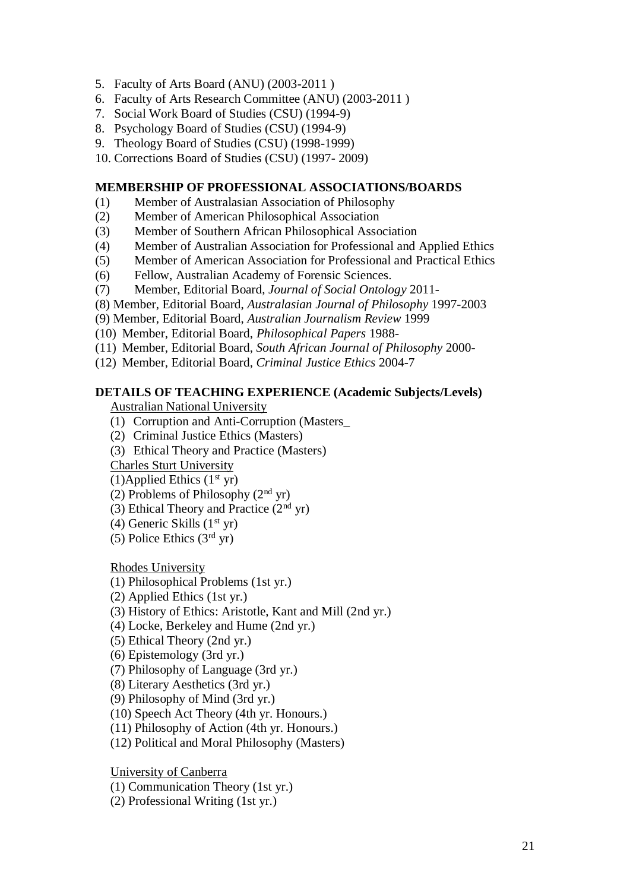5. Faculty of Arts Board (ANU) (2003-2011 )
6. Faculty of Arts Research Committee (ANU) (2003-2011 )
7. Social Work Board of Studies (CSU) (1994-9)
8. Psychology Board of Studies (CSU) (1994-9)
9. Theology Board of Studies (CSU) (1998-1999)
10. Corrections Board of Studies (CSU) (1997- 2009)

**MEMBERSHIP OF PROFESSIONAL ASSOCIATIONS/BOARDS**

(1) Member of Australasian Association of Philosophy
(2) Member of American Philosophical Association
(3) Member of Southern African Philosophical Association
(4) Member of Australian Association for Professional and Applied Ethics
(5) Member of American Association for Professional and Practical Ethics
(6) Fellow, Australian Academy of Forensic Sciences.
(7) Member, Editorial Board, *Journal of Social Ontology* 2011-
(8) Member, Editorial Board, *Australasian Journal of Philosophy* 1997-2003
(9) Member, Editorial Board, *Australian Journalism Review* 1999
(10) Member, Editorial Board, *Philosophical Papers* 1988-
(11) Member, Editorial Board, *South African Journal of Philosophy* 2000-
(12) Member, Editorial Board, *Criminal Justice Ethics* 2004-7

**DETAILS OF TEACHING EXPERIENCE (Academic Subjects/Levels)**

Australian National University

(1) Corruption and Anti-Corruption (Masters_
(2) Criminal Justice Ethics (Masters)
(3) Ethical Theory and Practice (Masters)

Charles Sturt University

(1)Applied Ethics (1st yr)
(2) Problems of Philosophy (2nd yr)
(3) Ethical Theory and Practice (2nd yr)
(4) Generic Skills (1st yr)
(5) Police Ethics (3rd yr)

Rhodes University

(1) Philosophical Problems (1st yr.)
(2) Applied Ethics (1st yr.)
(3) History of Ethics: Aristotle, Kant and Mill (2nd yr.)
(4) Locke, Berkeley and Hume (2nd yr.)
(5) Ethical Theory (2nd yr.)
(6) Epistemology (3rd yr.)
(7) Philosophy of Language (3rd yr.)
(8) Literary Aesthetics (3rd yr.)
(9) Philosophy of Mind (3rd yr.)
(10) Speech Act Theory (4th yr. Honours.)
(11) Philosophy of Action (4th yr. Honours.)
(12) Political and Moral Philosophy (Masters)

University of Canberra

(1) Communication Theory (1st yr.)
(2) Professional Writing (1st yr.)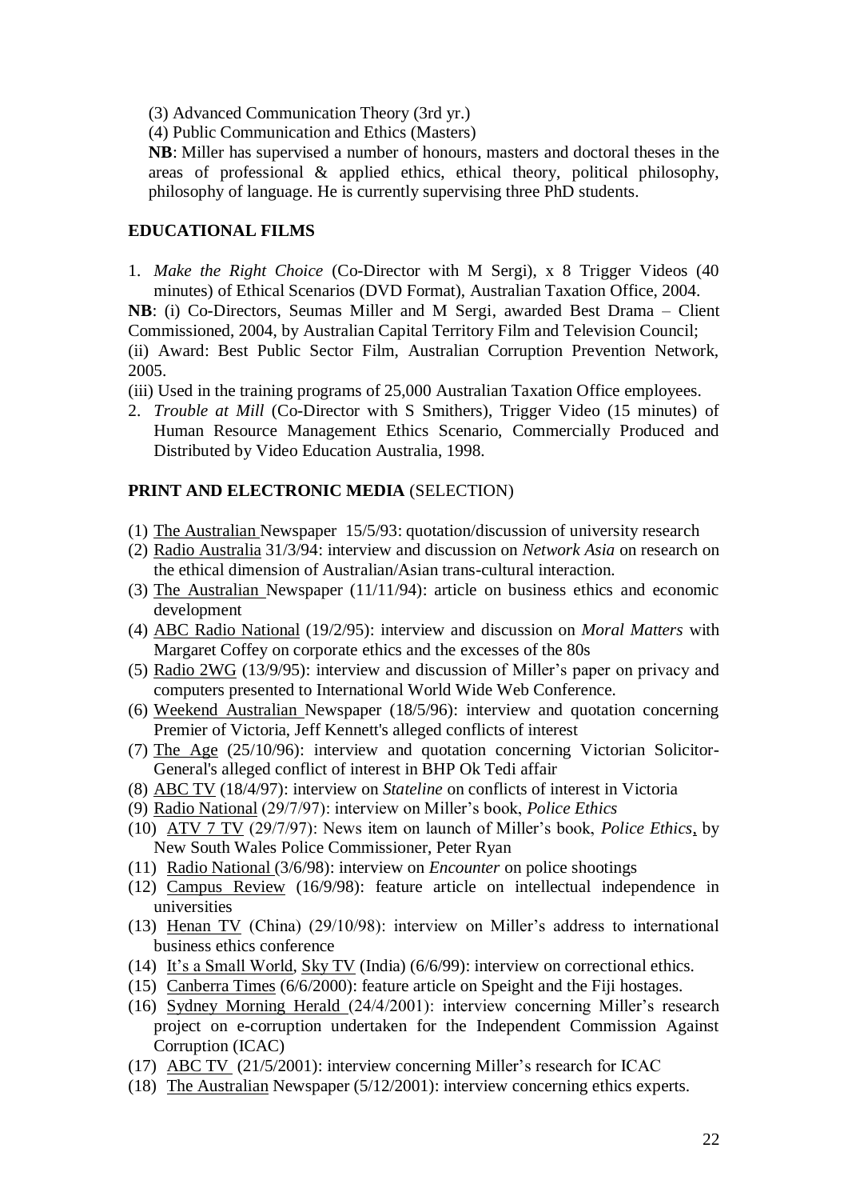(3) Advanced Communication Theory (3rd yr.)

(4) Public Communication and Ethics (Masters)

**NB**: Miller has supervised a number of honours, masters and doctoral theses in the areas of professional & applied ethics, ethical theory, political philosophy, philosophy of language. He is currently supervising three PhD students.

## EDUCATIONAL FILMS

1. *Make the Right Choice* (Co-Director with M Sergi), x 8 Trigger Videos (40 minutes) of Ethical Scenarios (DVD Format), Australian Taxation Office, 2004.

**NB**: (i) Co-Directors, Seumas Miller and M Sergi, awarded Best Drama – Client Commissioned, 2004, by Australian Capital Territory Film and Television Council;
(ii) Award: Best Public Sector Film, Australian Corruption Prevention Network, 2005.
(iii) Used in the training programs of 25,000 Australian Taxation Office employees.

2. *Trouble at Mill* (Co-Director with S Smithers), Trigger Video (15 minutes) of Human Resource Management Ethics Scenario, Commercially Produced and Distributed by Video Education Australia, 1998.

## PRINT AND ELECTRONIC MEDIA (SELECTION)

(1) The Australian Newspaper 15/5/93: quotation/discussion of university research

(2) Radio Australia 31/3/94: interview and discussion on *Network Asia* on research on the ethical dimension of Australian/Asian trans-cultural interaction.

(3) The Australian Newspaper (11/11/94): article on business ethics and economic development

(4) ABC Radio National (19/2/95): interview and discussion on *Moral Matters* with Margaret Coffey on corporate ethics and the excesses of the 80s

(5) Radio 2WG (13/9/95): interview and discussion of Miller's paper on privacy and computers presented to International World Wide Web Conference.

(6) Weekend Australian Newspaper (18/5/96): interview and quotation concerning Premier of Victoria, Jeff Kennett's alleged conflicts of interest

(7) The Age (25/10/96): interview and quotation concerning Victorian Solicitor-General's alleged conflict of interest in BHP Ok Tedi affair

(8) ABC TV (18/4/97): interview on *Stateline* on conflicts of interest in Victoria

(9) Radio National (29/7/97): interview on Miller's book, *Police Ethics*

(10) ATV 7 TV (29/7/97): News item on launch of Miller's book, *Police Ethics*, by New South Wales Police Commissioner, Peter Ryan

(11) Radio National (3/6/98): interview on *Encounter* on police shootings

(12) Campus Review (16/9/98): feature article on intellectual independence in universities

(13) Henan TV (China) (29/10/98): interview on Miller's address to international business ethics conference

(14) It's a Small World, Sky TV (India) (6/6/99): interview on correctional ethics.

(15) Canberra Times (6/6/2000): feature article on Speight and the Fiji hostages.

(16) Sydney Morning Herald (24/4/2001): interview concerning Miller's research project on e-corruption undertaken for the Independent Commission Against Corruption (ICAC)

(17) ABC TV (21/5/2001): interview concerning Miller's research for ICAC

(18) The Australian Newspaper (5/12/2001): interview concerning ethics experts.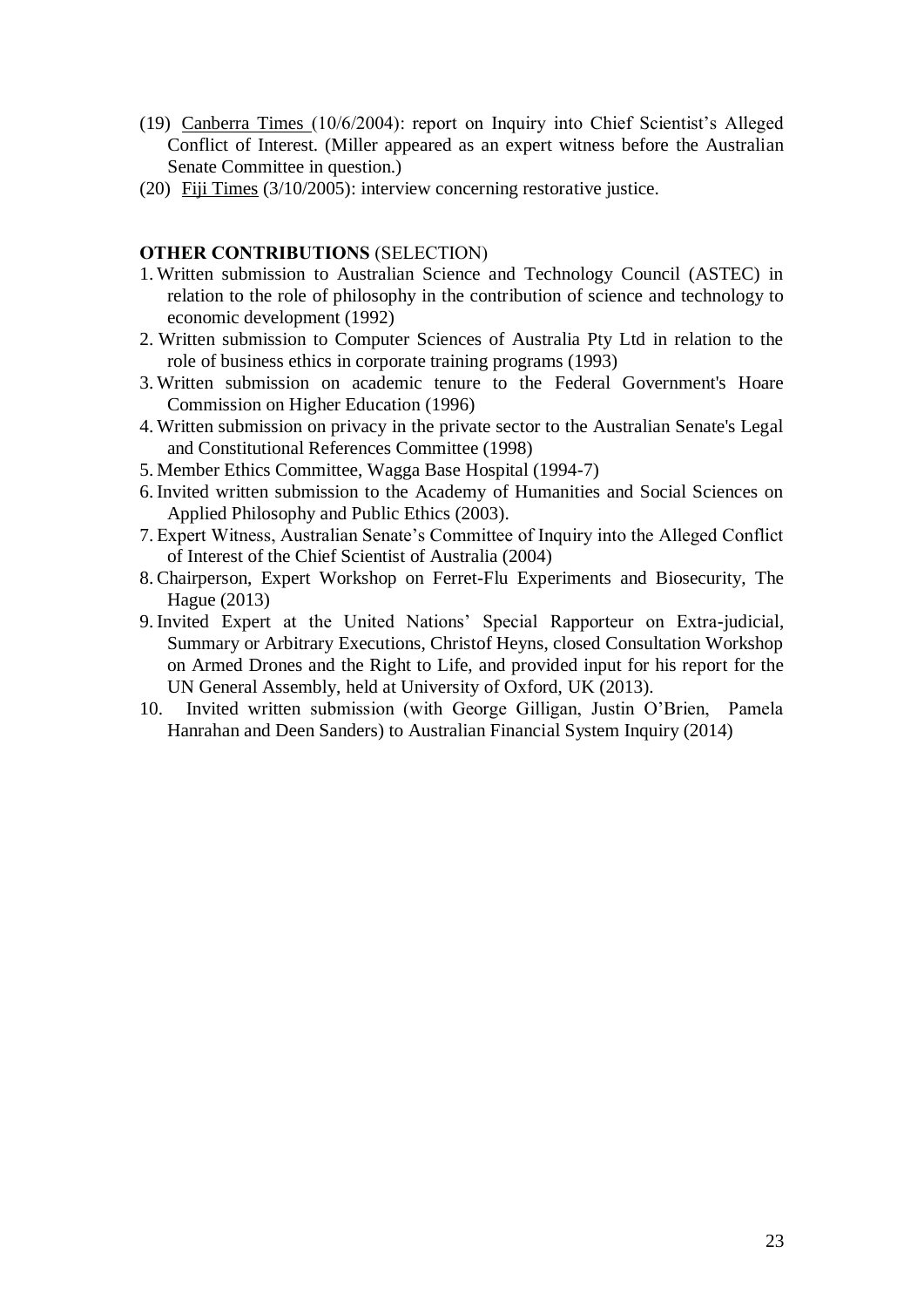(19) Canberra Times (10/6/2004): report on Inquiry into Chief Scientist's Alleged Conflict of Interest. (Miller appeared as an expert witness before the Australian Senate Committee in question.)

(20) Fiji Times (3/10/2005): interview concerning restorative justice.

**OTHER CONTRIBUTIONS** (SELECTION)

1. Written submission to Australian Science and Technology Council (ASTEC) in relation to the role of philosophy in the contribution of science and technology to economic development (1992)
2. Written submission to Computer Sciences of Australia Pty Ltd in relation to the role of business ethics in corporate training programs (1993)
3. Written submission on academic tenure to the Federal Government's Hoare Commission on Higher Education (1996)
4. Written submission on privacy in the private sector to the Australian Senate's Legal and Constitutional References Committee (1998)
5. Member Ethics Committee, Wagga Base Hospital (1994-7)
6. Invited written submission to the Academy of Humanities and Social Sciences on Applied Philosophy and Public Ethics (2003).
7. Expert Witness, Australian Senate's Committee of Inquiry into the Alleged Conflict of Interest of the Chief Scientist of Australia (2004)
8. Chairperson, Expert Workshop on Ferret-Flu Experiments and Biosecurity, The Hague (2013)
9. Invited Expert at the United Nations' Special Rapporteur on Extra-judicial, Summary or Arbitrary Executions, Christof Heyns, closed Consultation Workshop on Armed Drones and the Right to Life, and provided input for his report for the UN General Assembly, held at University of Oxford, UK (2013).
10. Invited written submission (with George Gilligan, Justin O'Brien, Pamela Hanrahan and Deen Sanders) to Australian Financial System Inquiry (2014)